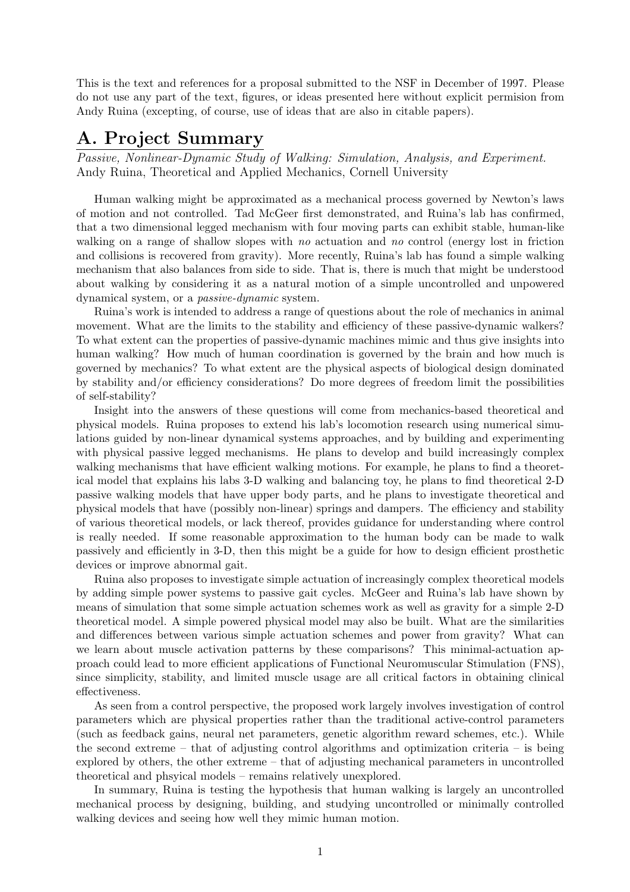This is the text and references for a proposal submitted to the NSF in December of 1997. Please do not use any part of the text, figures, or ideas presented here without explicit permision from Andy Ruina (excepting, of course, use of ideas that are also in citable papers).

# A. Project Summary

*Passive, Nonlinear-Dynamic Study of Walking: Simulation, Analysis, and Experiment.*
Andy Ruina, Theoretical and Applied Mechanics, Cornell University

Human walking might be approximated as a mechanical process governed by Newton's laws of motion and not controlled. Tad McGeer first demonstrated, and Ruina's lab has confirmed, that a two dimensional legged mechanism with four moving parts can exhibit stable, human-like walking on a range of shallow slopes with *no* actuation and *no* control (energy lost in friction and collisions is recovered from gravity). More recently, Ruina's lab has found a simple walking mechanism that also balances from side to side. That is, there is much that might be understood about walking by considering it as a natural motion of a simple uncontrolled and unpowered dynamical system, or a *passive-dynamic* system.

Ruina's work is intended to address a range of questions about the role of mechanics in animal movement. What are the limits to the stability and efficiency of these passive-dynamic walkers? To what extent can the properties of passive-dynamic machines mimic and thus give insights into human walking? How much of human coordination is governed by the brain and how much is governed by mechanics? To what extent are the physical aspects of biological design dominated by stability and/or efficiency considerations? Do more degrees of freedom limit the possibilities of self-stability?

Insight into the answers of these questions will come from mechanics-based theoretical and physical models. Ruina proposes to extend his lab's locomotion research using numerical simulations guided by non-linear dynamical systems approaches, and by building and experimenting with physical passive legged mechanisms. He plans to develop and build increasingly complex walking mechanisms that have efficient walking motions. For example, he plans to find a theoretical model that explains his labs 3-D walking and balancing toy, he plans to find theoretical 2-D passive walking models that have upper body parts, and he plans to investigate theoretical and physical models that have (possibly non-linear) springs and dampers. The efficiency and stability of various theoretical models, or lack thereof, provides guidance for understanding where control is really needed. If some reasonable approximation to the human body can be made to walk passively and efficiently in 3-D, then this might be a guide for how to design efficient prosthetic devices or improve abnormal gait.

Ruina also proposes to investigate simple actuation of increasingly complex theoretical models by adding simple power systems to passive gait cycles. McGeer and Ruina's lab have shown by means of simulation that some simple actuation schemes work as well as gravity for a simple 2-D theoretical model. A simple powered physical model may also be built. What are the similarities and differences between various simple actuation schemes and power from gravity? What can we learn about muscle activation patterns by these comparisons? This minimal-actuation approach could lead to more efficient applications of Functional Neuromuscular Stimulation (FNS), since simplicity, stability, and limited muscle usage are all critical factors in obtaining clinical effectiveness.

As seen from a control perspective, the proposed work largely involves investigation of control parameters which are physical properties rather than the traditional active-control parameters (such as feedback gains, neural net parameters, genetic algorithm reward schemes, etc.). While the second extreme – that of adjusting control algorithms and optimization criteria – is being explored by others, the other extreme – that of adjusting mechanical parameters in uncontrolled theoretical and phsyical models – remains relatively unexplored.

In summary, Ruina is testing the hypothesis that human walking is largely an uncontrolled mechanical process by designing, building, and studying uncontrolled or minimally controlled walking devices and seeing how well they mimic human motion.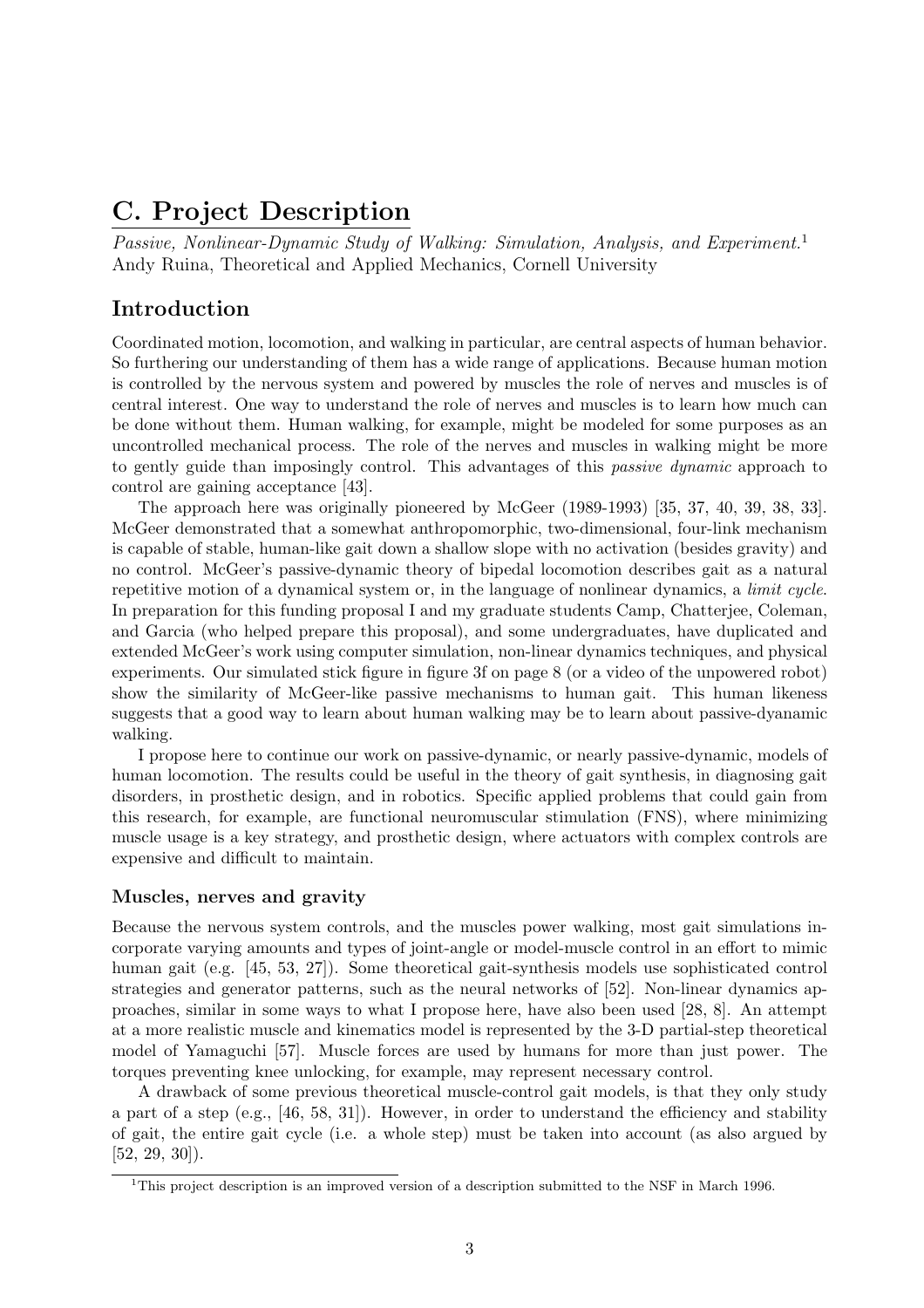# C. Project Description

*Passive, Nonlinear-Dynamic Study of Walking: Simulation, Analysis, and Experiment.*[1]
Andy Ruina, Theoretical and Applied Mechanics, Cornell University

## Introduction

Coordinated motion, locomotion, and walking in particular, are central aspects of human behavior. So furthering our understanding of them has a wide range of applications. Because human motion is controlled by the nervous system and powered by muscles the role of nerves and muscles is of central interest. One way to understand the role of nerves and muscles is to learn how much can be done without them. Human walking, for example, might be modeled for some purposes as an uncontrolled mechanical process. The role of the nerves and muscles in walking might be more to gently guide than imposingly control. This advantages of this *passive dynamic* approach to control are gaining acceptance [43].

The approach here was originally pioneered by McGeer (1989-1993) [35, 37, 40, 39, 38, 33]. McGeer demonstrated that a somewhat anthropomorphic, two-dimensional, four-link mechanism is capable of stable, human-like gait down a shallow slope with no activation (besides gravity) and no control. McGeer's passive-dynamic theory of bipedal locomotion describes gait as a natural repetitive motion of a dynamical system or, in the language of nonlinear dynamics, a *limit cycle*. In preparation for this funding proposal I and my graduate students Camp, Chatterjee, Coleman, and Garcia (who helped prepare this proposal), and some undergraduates, have duplicated and extended McGeer's work using computer simulation, non-linear dynamics techniques, and physical experiments. Our simulated stick figure in figure 3f on page 8 (or a video of the unpowered robot) show the similarity of McGeer-like passive mechanisms to human gait. This human likeness suggests that a good way to learn about human walking may be to learn about passive-dyanamic walking.

I propose here to continue our work on passive-dynamic, or nearly passive-dynamic, models of human locomotion. The results could be useful in the theory of gait synthesis, in diagnosing gait disorders, in prosthetic design, and in robotics. Specific applied problems that could gain from this research, for example, are functional neuromuscular stimulation (FNS), where minimizing muscle usage is a key strategy, and prosthetic design, where actuators with complex controls are expensive and difficult to maintain.

### Muscles, nerves and gravity

Because the nervous system controls, and the muscles power walking, most gait simulations incorporate varying amounts and types of joint-angle or model-muscle control in an effort to mimic human gait (e.g. [45, 53, 27]). Some theoretical gait-synthesis models use sophisticated control strategies and generator patterns, such as the neural networks of [52]. Non-linear dynamics approaches, similar in some ways to what I propose here, have also been used [28, 8]. An attempt at a more realistic muscle and kinematics model is represented by the 3-D partial-step theoretical model of Yamaguchi [57]. Muscle forces are used by humans for more than just power. The torques preventing knee unlocking, for example, may represent necessary control.

A drawback of some previous theoretical muscle-control gait models, is that they only study a part of a step (e.g., [46, 58, 31]). However, in order to understand the efficiency and stability of gait, the entire gait cycle (i.e. a whole step) must be taken into account (as also argued by [52, 29, 30]).

[1] This project description is an improved version of a description submitted to the NSF in March 1996.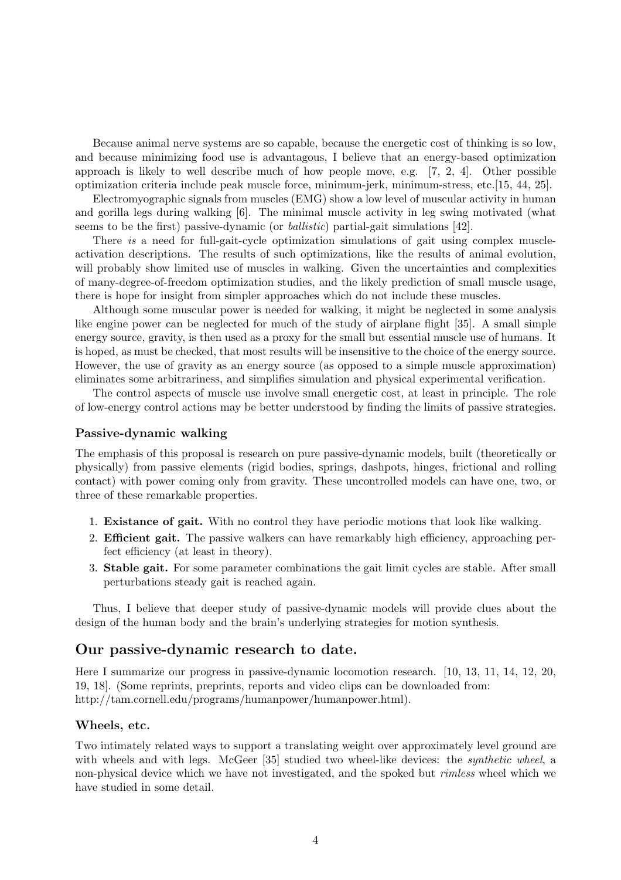Because animal nerve systems are so capable, because the energetic cost of thinking is so low, and because minimizing food use is advantagous, I believe that an energy-based optimization approach is likely to well describe much of how people move, e.g. [7, 2, 4]. Other possible optimization criteria include peak muscle force, minimum-jerk, minimum-stress, etc.[15, 44, 25].

Electromyographic signals from muscles (EMG) show a low level of muscular activity in human and gorilla legs during walking [6]. The minimal muscle activity in leg swing motivated (what seems to be the first) passive-dynamic (or *ballistic*) partial-gait simulations [42].

There *is* a need for full-gait-cycle optimization simulations of gait using complex muscle-activation descriptions. The results of such optimizations, like the results of animal evolution, will probably show limited use of muscles in walking. Given the uncertainties and complexities of many-degree-of-freedom optimization studies, and the likely prediction of small muscle usage, there is hope for insight from simpler approaches which do not include these muscles.

Although some muscular power is needed for walking, it might be neglected in some analysis like engine power can be neglected for much of the study of airplane flight [35]. A small simple energy source, gravity, is then used as a proxy for the small but essential muscle use of humans. It is hoped, as must be checked, that most results will be insensitive to the choice of the energy source. However, the use of gravity as an energy source (as opposed to a simple muscle approximation) eliminates some arbitrariness, and simplifies simulation and physical experimental verification.

The control aspects of muscle use involve small energetic cost, at least in principle. The role of low-energy control actions may be better understood by finding the limits of passive strategies.

### Passive-dynamic walking

The emphasis of this proposal is research on pure passive-dynamic models, built (theoretically or physically) from passive elements (rigid bodies, springs, dashpots, hinges, frictional and rolling contact) with power coming only from gravity. These uncontrolled models can have one, two, or three of these remarkable properties.

1. **Existance of gait.** With no control they have periodic motions that look like walking.
2. **Efficient gait.** The passive walkers can have remarkably high efficiency, approaching perfect efficiency (at least in theory).
3. **Stable gait.** For some parameter combinations the gait limit cycles are stable. After small perturbations steady gait is reached again.

Thus, I believe that deeper study of passive-dynamic models will provide clues about the design of the human body and the brain's underlying strategies for motion synthesis.

## Our passive-dynamic research to date.

Here I summarize our progress in passive-dynamic locomotion research. [10, 13, 11, 14, 12, 20, 19, 18]. (Some reprints, preprints, reports and video clips can be downloaded from: http://tam.cornell.edu/programs/humanpower/humanpower.html).

### Wheels, etc.

Two intimately related ways to support a translating weight over approximately level ground are with wheels and with legs. McGeer [35] studied two wheel-like devices: the *synthetic wheel*, a non-physical device which we have not investigated, and the spoked but *rimless* wheel which we have studied in some detail.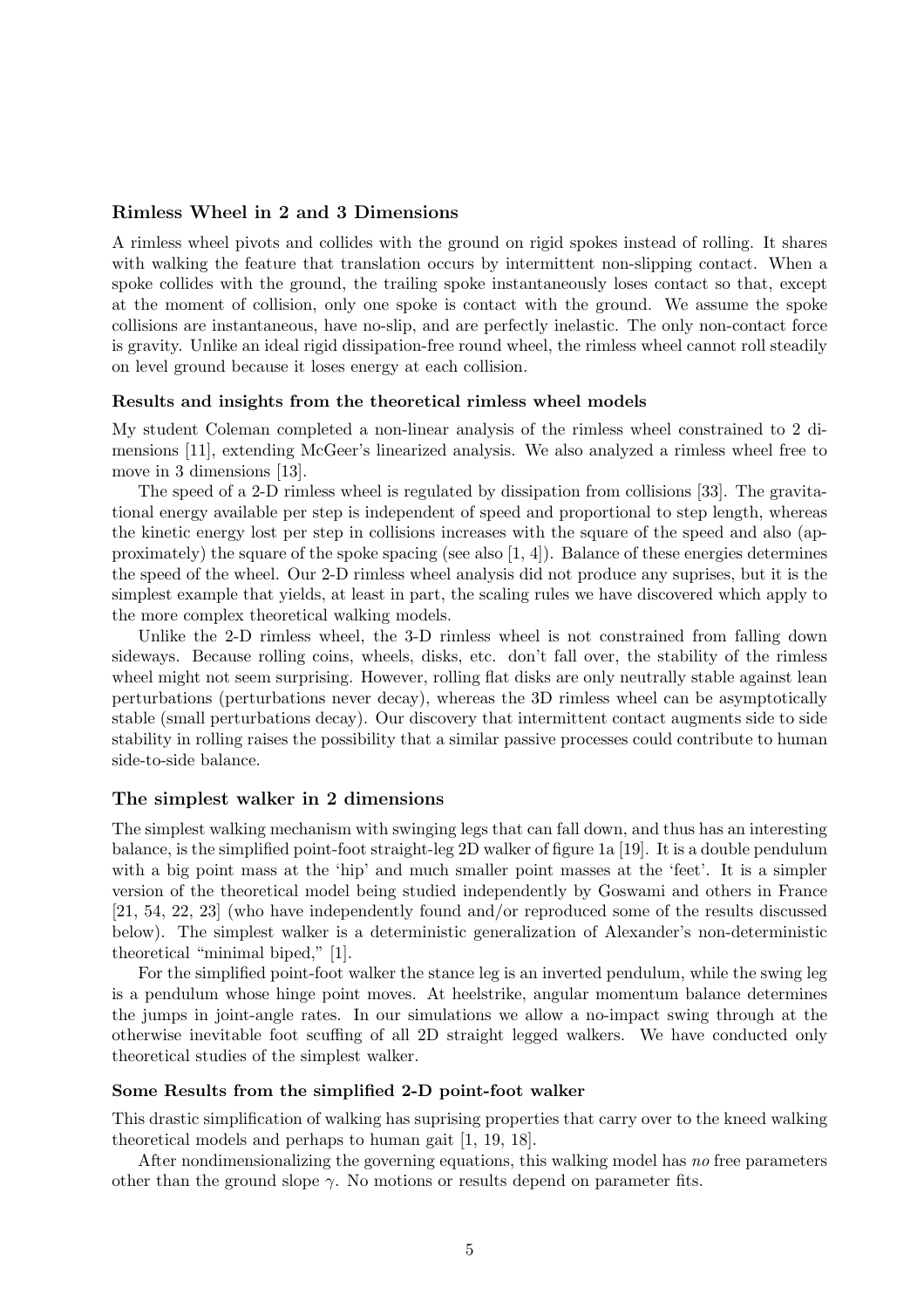## Rimless Wheel in 2 and 3 Dimensions

A rimless wheel pivots and collides with the ground on rigid spokes instead of rolling. It shares with walking the feature that translation occurs by intermittent non-slipping contact. When a spoke collides with the ground, the trailing spoke instantaneously loses contact so that, except at the moment of collision, only one spoke is contact with the ground. We assume the spoke collisions are instantaneous, have no-slip, and are perfectly inelastic. The only non-contact force is gravity. Unlike an ideal rigid dissipation-free round wheel, the rimless wheel cannot roll steadily on level ground because it loses energy at each collision.

### Results and insights from the theoretical rimless wheel models

My student Coleman completed a non-linear analysis of the rimless wheel constrained to 2 dimensions [11], extending McGeer's linearized analysis. We also analyzed a rimless wheel free to move in 3 dimensions [13].

The speed of a 2-D rimless wheel is regulated by dissipation from collisions [33]. The gravitational energy available per step is independent of speed and proportional to step length, whereas the kinetic energy lost per step in collisions increases with the square of the speed and also (approximately) the square of the spoke spacing (see also [1, 4]). Balance of these energies determines the speed of the wheel. Our 2-D rimless wheel analysis did not produce any suprises, but it is the simplest example that yields, at least in part, the scaling rules we have discovered which apply to the more complex theoretical walking models.

Unlike the 2-D rimless wheel, the 3-D rimless wheel is not constrained from falling down sideways. Because rolling coins, wheels, disks, etc. don't fall over, the stability of the rimless wheel might not seem surprising. However, rolling flat disks are only neutrally stable against lean perturbations (perturbations never decay), whereas the 3D rimless wheel can be asymptotically stable (small perturbations decay). Our discovery that intermittent contact augments side to side stability in rolling raises the possibility that a similar passive processes could contribute to human side-to-side balance.

## The simplest walker in 2 dimensions

The simplest walking mechanism with swinging legs that can fall down, and thus has an interesting balance, is the simplified point-foot straight-leg 2D walker of figure 1a [19]. It is a double pendulum with a big point mass at the 'hip' and much smaller point masses at the 'feet'. It is a simpler version of the theoretical model being studied independently by Goswami and others in France [21, 54, 22, 23] (who have independently found and/or reproduced some of the results discussed below). The simplest walker is a deterministic generalization of Alexander's non-deterministic theoretical "minimal biped," [1].

For the simplified point-foot walker the stance leg is an inverted pendulum, while the swing leg is a pendulum whose hinge point moves. At heelstrike, angular momentum balance determines the jumps in joint-angle rates. In our simulations we allow a no-impact swing through at the otherwise inevitable foot scuffing of all 2D straight legged walkers. We have conducted only theoretical studies of the simplest walker.

### Some Results from the simplified 2-D point-foot walker

This drastic simplification of walking has suprising properties that carry over to the kneed walking theoretical models and perhaps to human gait [1, 19, 18].

After nondimensionalizing the governing equations, this walking model has *no* free parameters other than the ground slope $\gamma$. No motions or results depend on parameter fits.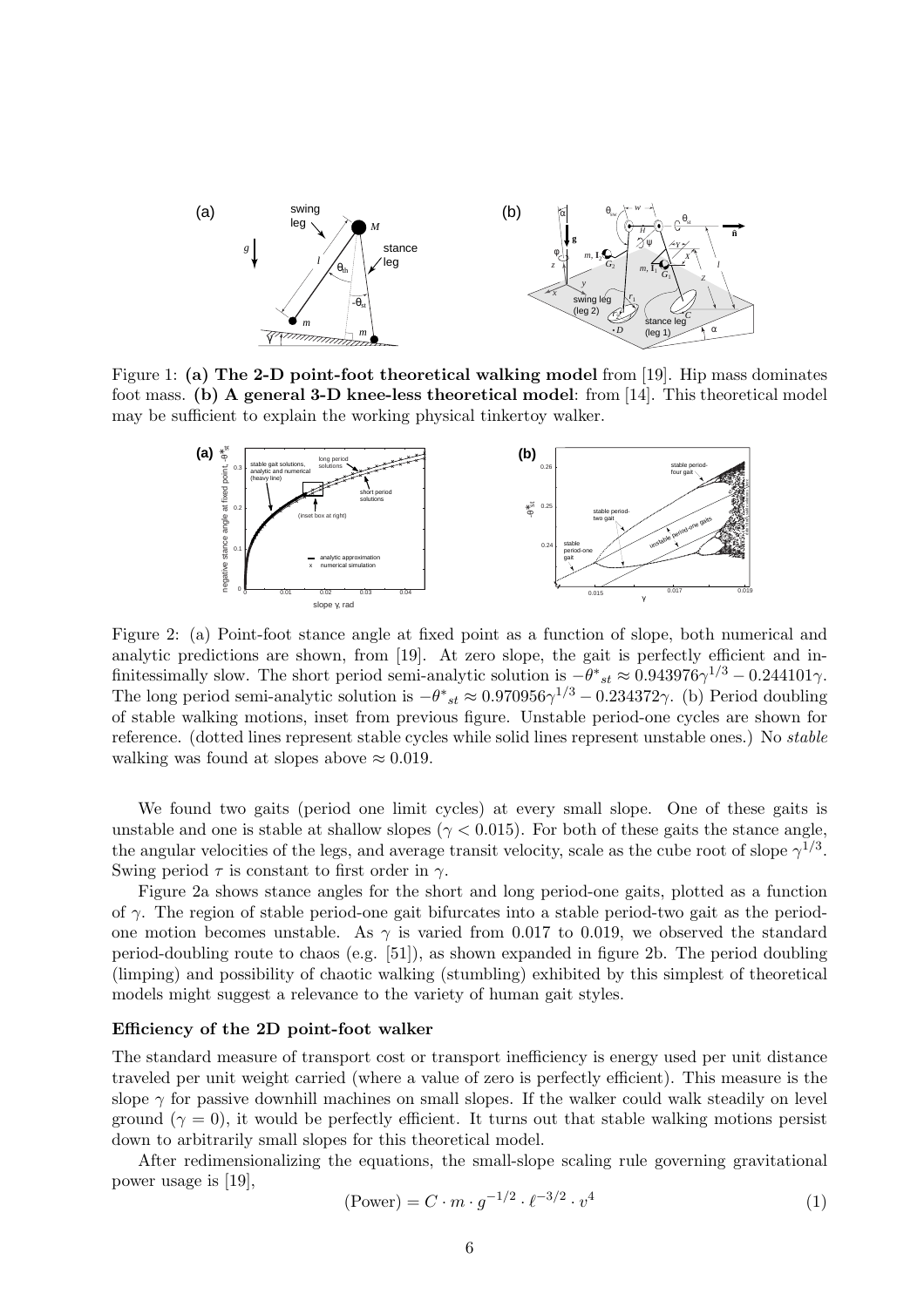Figure 1: **(a) The 2-D point-foot theoretical walking model** from [19]. Hip mass dominates foot mass. **(b) A general 3-D knee-less theoretical model**: from [14]. This theoretical model may be sufficient to explain the working physical tinkertoy walker.

Figure 2: (a) Point-foot stance angle at fixed point as a function of slope, both numerical and analytic predictions are shown, from [19]. At zero slope, the gait is perfectly efficient and infinitessimally slow. The short period semi-analytic solution is $-\theta^*_{st} \approx 0.943976\gamma^{1/3} - 0.244101\gamma$. The long period semi-analytic solution is $-\theta^*_{st} \approx 0.970956\gamma^{1/3} - 0.234372\gamma$. (b) Period doubling of stable walking motions, inset from previous figure. Unstable period-one cycles are shown for reference. (dotted lines represent stable cycles while solid lines represent unstable ones.) No *stable* walking was found at slopes above $\approx 0.019$.

We found two gaits (period one limit cycles) at every small slope. One of these gaits is unstable and one is stable at shallow slopes ($\gamma < 0.015$). For both of these gaits the stance angle, the angular velocities of the legs, and average transit velocity, scale as the cube root of slope $\gamma^{1/3}$. Swing period $\tau$ is constant to first order in $\gamma$.

Figure 2a shows stance angles for the short and long period-one gaits, plotted as a function of $\gamma$. The region of stable period-one gait bifurcates into a stable period-two gait as the period-one motion becomes unstable. As $\gamma$ is varied from 0.017 to 0.019, we observed the standard period-doubling route to chaos (e.g. [51]), as shown expanded in figure 2b. The period doubling (limping) and possibility of chaotic walking (stumbling) exhibited by this simplest of theoretical models might suggest a relevance to the variety of human gait styles.

### Efficiency of the 2D point-foot walker

The standard measure of transport cost or transport inefficiency is energy used per unit distance traveled per unit weight carried (where a value of zero is perfectly efficient). This measure is the slope $\gamma$ for passive downhill machines on small slopes. If the walker could walk steadily on level ground ($\gamma = 0$), it would be perfectly efficient. It turns out that stable walking motions persist down to arbitrarily small slopes for this theoretical model.

After redimensionalizing the equations, the small-slope scaling rule governing gravitational power usage is [19],

$$(\text{Power}) = C \cdot m \cdot g^{-1/2} \cdot \ell^{-3/2} \cdot v^4 \tag{1}$$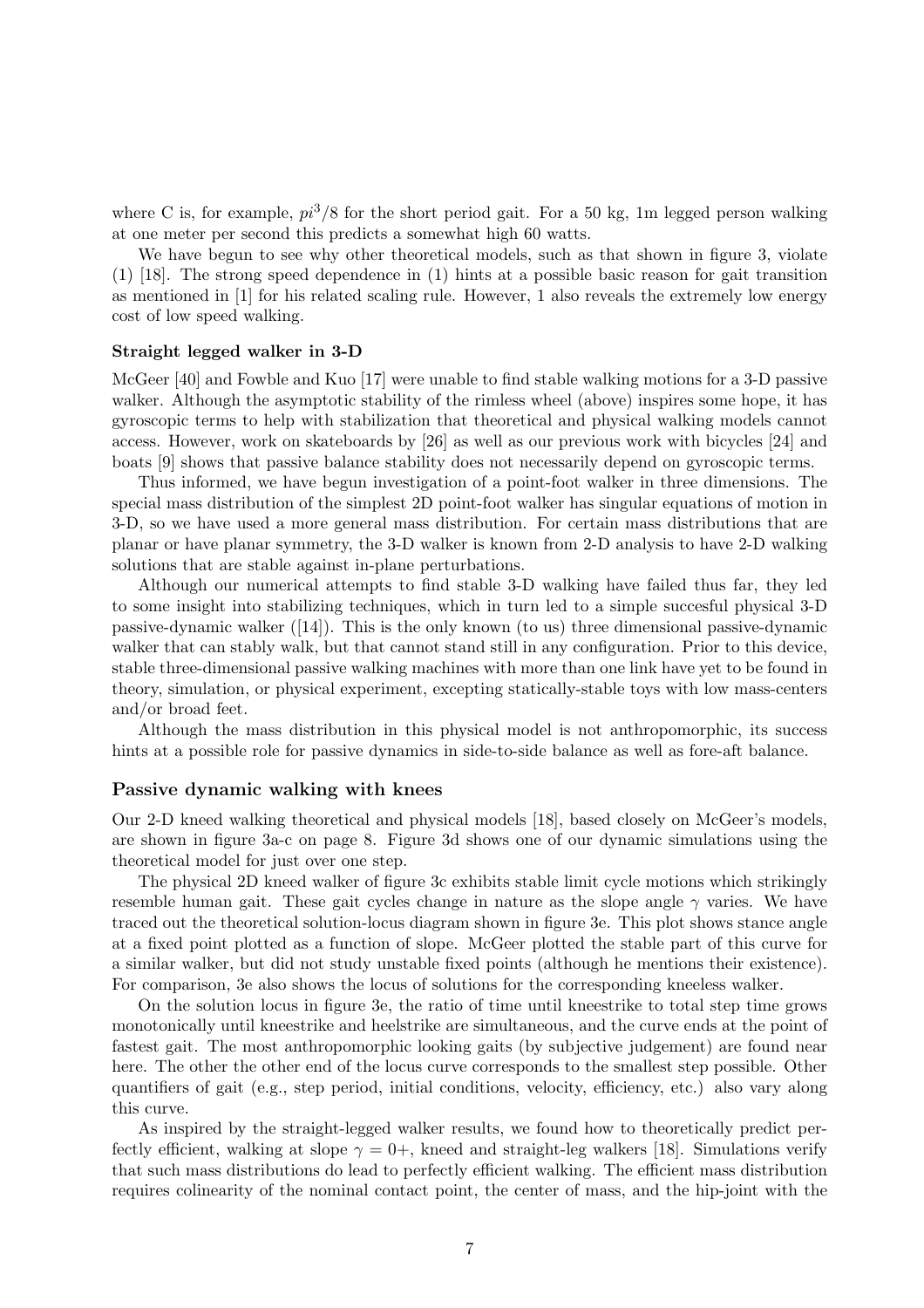where C is, for example, $pi^3/8$ for the short period gait. For a 50 kg, 1m legged person walking at one meter per second this predicts a somewhat high 60 watts.

We have begun to see why other theoretical models, such as that shown in figure 3, violate (1) [18]. The strong speed dependence in (1) hints at a possible basic reason for gait transition as mentioned in [1] for his related scaling rule. However, 1 also reveals the extremely low energy cost of low speed walking.

### Straight legged walker in 3-D

McGeer [40] and Fowble and Kuo [17] were unable to find stable walking motions for a 3-D passive walker. Although the asymptotic stability of the rimless wheel (above) inspires some hope, it has gyroscopic terms to help with stabilization that theoretical and physical walking models cannot access. However, work on skateboards by [26] as well as our previous work with bicycles [24] and boats [9] shows that passive balance stability does not necessarily depend on gyroscopic terms.

Thus informed, we have begun investigation of a point-foot walker in three dimensions. The special mass distribution of the simplest 2D point-foot walker has singular equations of motion in 3-D, so we have used a more general mass distribution. For certain mass distributions that are planar or have planar symmetry, the 3-D walker is known from 2-D analysis to have 2-D walking solutions that are stable against in-plane perturbations.

Although our numerical attempts to find stable 3-D walking have failed thus far, they led to some insight into stabilizing techniques, which in turn led to a simple succesful physical 3-D passive-dynamic walker ([14]). This is the only known (to us) three dimensional passive-dynamic walker that can stably walk, but that cannot stand still in any configuration. Prior to this device, stable three-dimensional passive walking machines with more than one link have yet to be found in theory, simulation, or physical experiment, excepting statically-stable toys with low mass-centers and/or broad feet.

Although the mass distribution in this physical model is not anthropomorphic, its success hints at a possible role for passive dynamics in side-to-side balance as well as fore-aft balance.

### Passive dynamic walking with knees

Our 2-D kneed walking theoretical and physical models [18], based closely on McGeer's models, are shown in figure 3a-c on page 8. Figure 3d shows one of our dynamic simulations using the theoretical model for just over one step.

The physical 2D kneed walker of figure 3c exhibits stable limit cycle motions which strikingly resemble human gait. These gait cycles change in nature as the slope angle $\gamma$ varies. We have traced out the theoretical solution-locus diagram shown in figure 3e. This plot shows stance angle at a fixed point plotted as a function of slope. McGeer plotted the stable part of this curve for a similar walker, but did not study unstable fixed points (although he mentions their existence). For comparison, 3e also shows the locus of solutions for the corresponding kneeless walker.

On the solution locus in figure 3e, the ratio of time until kneestrike to total step time grows monotonically until kneestrike and heelstrike are simultaneous, and the curve ends at the point of fastest gait. The most anthropomorphic looking gaits (by subjective judgement) are found near here. The other the other end of the locus curve corresponds to the smallest step possible. Other quantifiers of gait (e.g., step period, initial conditions, velocity, efficiency, etc.) also vary along this curve.

As inspired by the straight-legged walker results, we found how to theoretically predict perfectly efficient, walking at slope $\gamma = 0+$, kneed and straight-leg walkers [18]. Simulations verify that such mass distributions do lead to perfectly efficient walking. The efficient mass distribution requires colinearity of the nominal contact point, the center of mass, and the hip-joint with the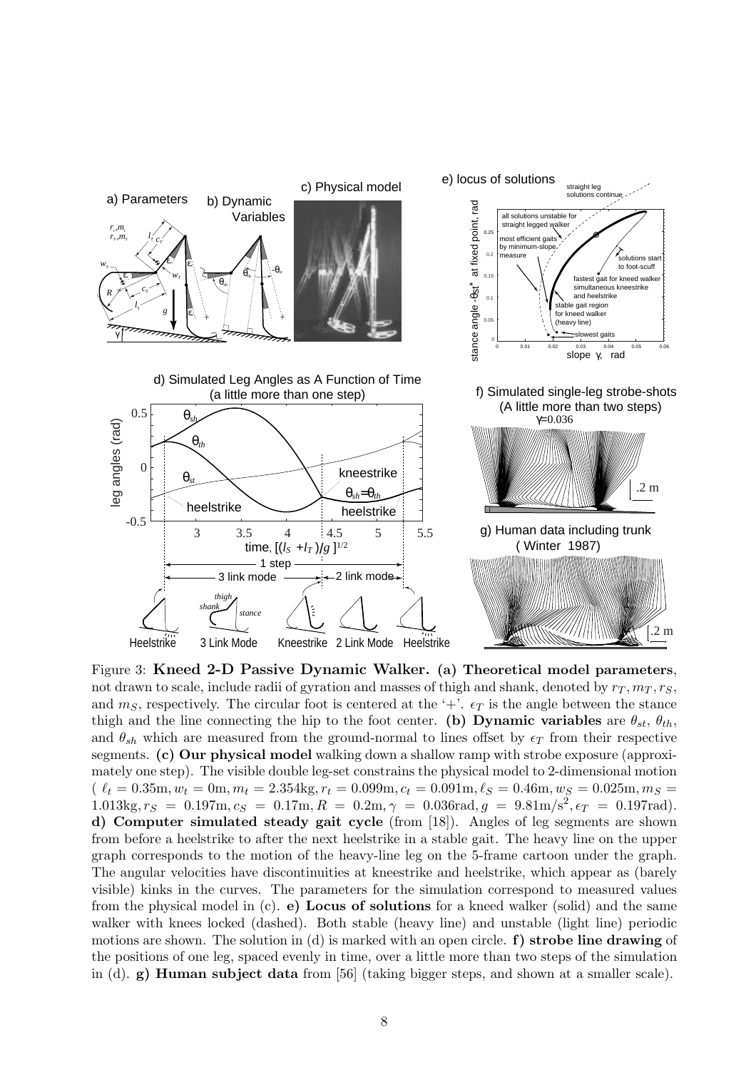Figure 3: **Kneed 2-D Passive Dynamic Walker. (a) Theoretical model parameters**, not drawn to scale, include radii of gyration and masses of thigh and shank, denoted by $r_T, m_T, r_S$, and $m_S$, respectively. The circular foot is centered at the '+'. $\epsilon_T$ is the angle between the stance thigh and the line connecting the hip to the foot center. **(b) Dynamic variables** are $\theta_{st}$, $\theta_{th}$, and $\theta_{sh}$ which are measured from the ground-normal to lines offset by $\epsilon_T$ from their respective segments. **(c) Our physical model** walking down a shallow ramp with strobe exposure (approximately one step). The visible double leg-set constrains the physical model to 2-dimensional motion ( $\ell_t = 0.35\text{m}, w_t = 0\text{m}, m_t = 2.354\text{kg}, r_t = 0.099\text{m}, c_t = 0.091\text{m}, \ell_S = 0.46\text{m}, w_S = 0.025\text{m}, m_S = 1.013\text{kg}, r_S = 0.197\text{m}, c_S = 0.17\text{m}, R = 0.2\text{m}, \gamma = 0.036\text{rad}, g = 9.81\text{m/s}^2, \epsilon_T = 0.197\text{rad}$). **d) Computer simulated steady gait cycle** (from [18]). Angles of leg segments are shown from before a heelstrike to after the next heelstrike in a stable gait. The heavy line on the upper graph corresponds to the motion of the heavy-line leg on the 5-frame cartoon under the graph. The angular velocities have discontinuities at kneestrike and heelstrike, which appear as (barely visible) kinks in the curves. The parameters for the simulation correspond to measured values from the physical model in (c). **e) Locus of solutions** for a kneed walker (solid) and the same walker with knees locked (dashed). Both stable (heavy line) and unstable (light line) periodic motions are shown. The solution in (d) is marked with an open circle. **f) strobe line drawing** of the positions of one leg, spaced evenly in time, over a little more than two steps of the simulation in (d). **g) Human subject data** from [56] (taking bigger steps, and shown at a smaller scale).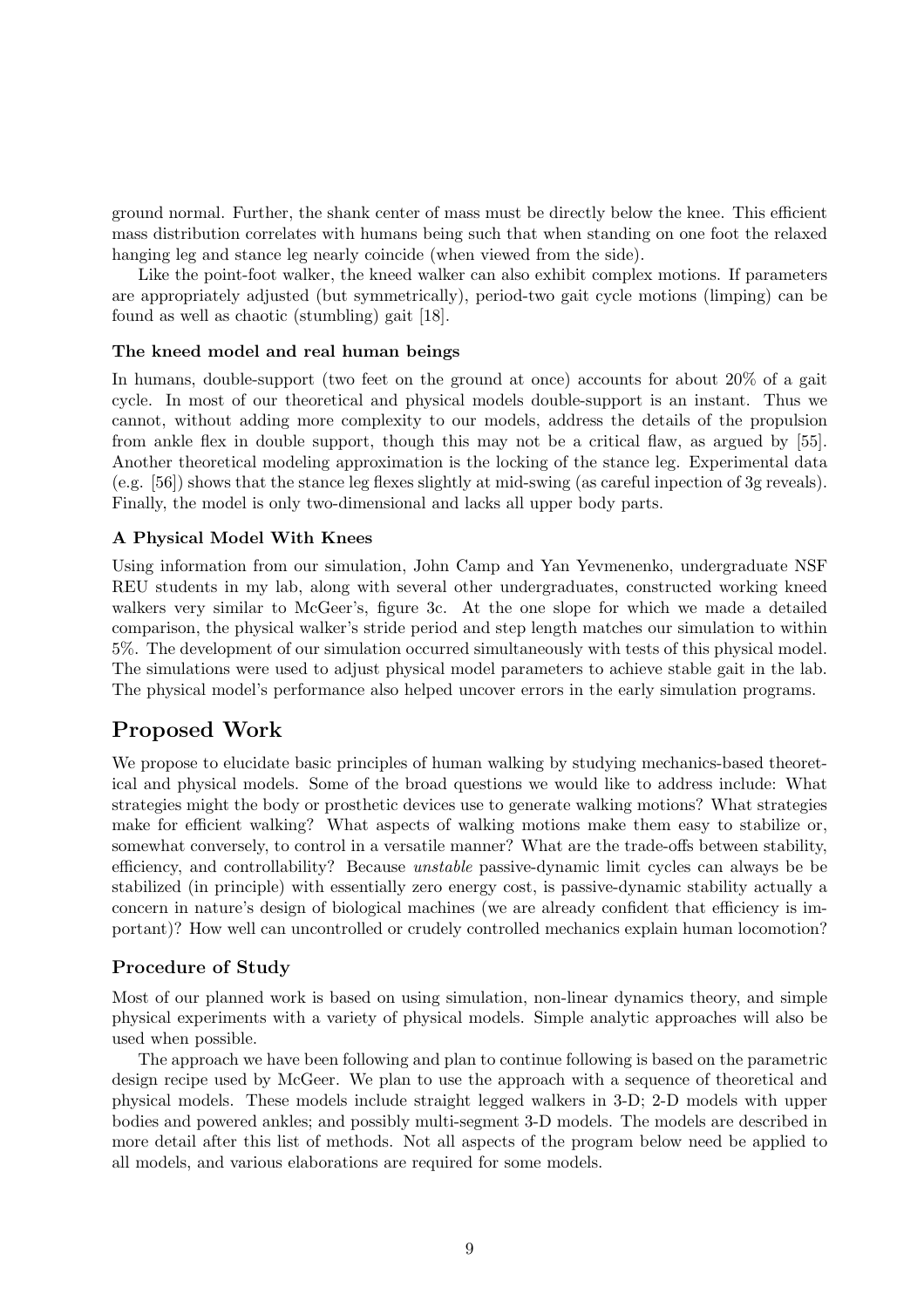ground normal. Further, the shank center of mass must be directly below the knee. This efficient mass distribution correlates with humans being such that when standing on one foot the relaxed hanging leg and stance leg nearly coincide (when viewed from the side).

Like the point-foot walker, the kneed walker can also exhibit complex motions. If parameters are appropriately adjusted (but symmetrically), period-two gait cycle motions (limping) can be found as well as chaotic (stumbling) gait [18].

### The kneed model and real human beings

In humans, double-support (two feet on the ground at once) accounts for about 20% of a gait cycle. In most of our theoretical and physical models double-support is an instant. Thus we cannot, without adding more complexity to our models, address the details of the propulsion from ankle flex in double support, though this may not be a critical flaw, as argued by [55]. Another theoretical modeling approximation is the locking of the stance leg. Experimental data (e.g. [56]) shows that the stance leg flexes slightly at mid-swing (as careful inpection of 3g reveals). Finally, the model is only two-dimensional and lacks all upper body parts.

### A Physical Model With Knees

Using information from our simulation, John Camp and Yan Yevmenenko, undergraduate NSF REU students in my lab, along with several other undergraduates, constructed working kneed walkers very similar to McGeer's, figure 3c. At the one slope for which we made a detailed comparison, the physical walker's stride period and step length matches our simulation to within 5%. The development of our simulation occurred simultaneously with tests of this physical model. The simulations were used to adjust physical model parameters to achieve stable gait in the lab. The physical model's performance also helped uncover errors in the early simulation programs.

## Proposed Work

We propose to elucidate basic principles of human walking by studying mechanics-based theoretical and physical models. Some of the broad questions we would like to address include: What strategies might the body or prosthetic devices use to generate walking motions? What strategies make for efficient walking? What aspects of walking motions make them easy to stabilize or, somewhat conversely, to control in a versatile manner? What are the trade-offs between stability, efficiency, and controllability? Because *unstable* passive-dynamic limit cycles can always be be stabilized (in principle) with essentially zero energy cost, is passive-dynamic stability actually a concern in nature's design of biological machines (we are already confident that efficiency is important)? How well can uncontrolled or crudely controlled mechanics explain human locomotion?

### Procedure of Study

Most of our planned work is based on using simulation, non-linear dynamics theory, and simple physical experiments with a variety of physical models. Simple analytic approaches will also be used when possible.

The approach we have been following and plan to continue following is based on the parametric design recipe used by McGeer. We plan to use the approach with a sequence of theoretical and physical models. These models include straight legged walkers in 3-D; 2-D models with upper bodies and powered ankles; and possibly multi-segment 3-D models. The models are described in more detail after this list of methods. Not all aspects of the program below need be applied to all models, and various elaborations are required for some models.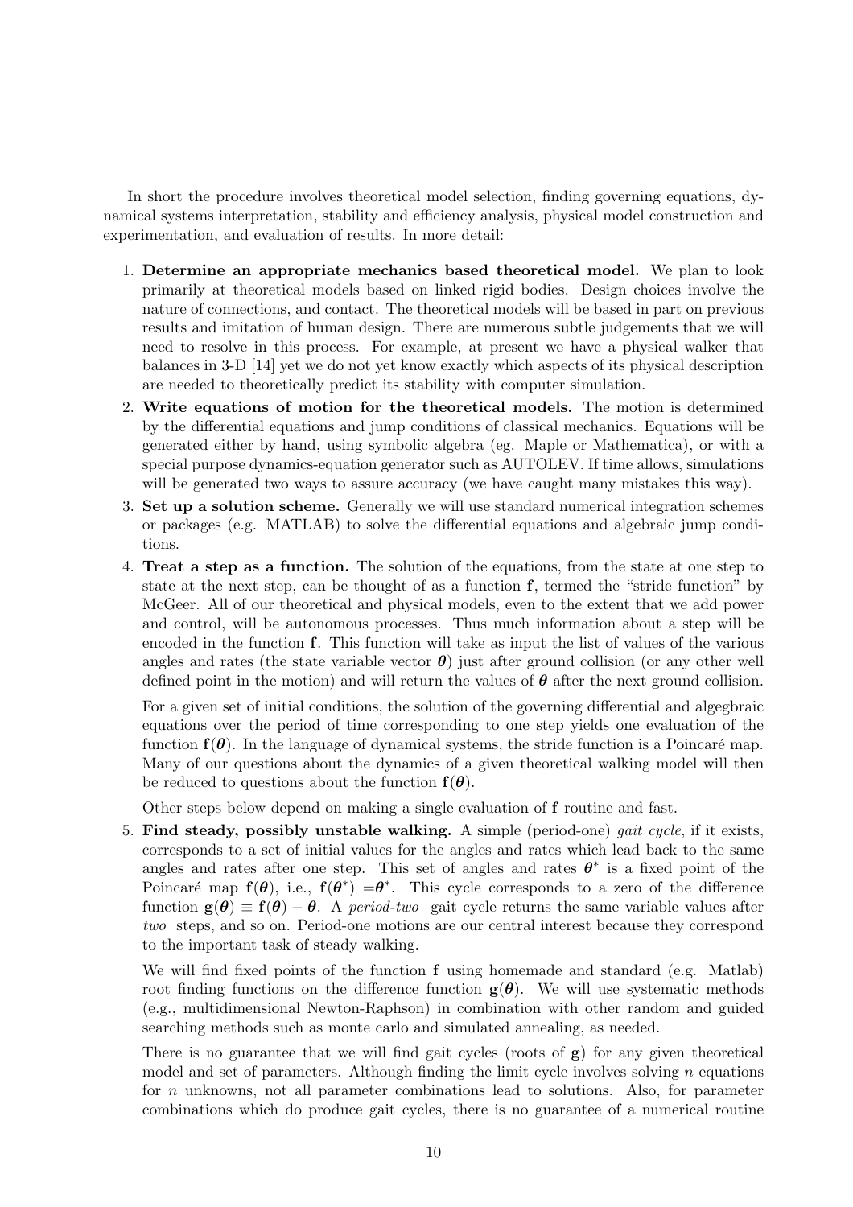In short the procedure involves theoretical model selection, finding governing equations, dynamical systems interpretation, stability and efficiency analysis, physical model construction and experimentation, and evaluation of results. In more detail:

1. **Determine an appropriate mechanics based theoretical model.** We plan to look primarily at theoretical models based on linked rigid bodies. Design choices involve the nature of connections, and contact. The theoretical models will be based in part on previous results and imitation of human design. There are numerous subtle judgements that we will need to resolve in this process. For example, at present we have a physical walker that balances in 3-D [14] yet we do not yet know exactly which aspects of its physical description are needed to theoretically predict its stability with computer simulation.

2. **Write equations of motion for the theoretical models.** The motion is determined by the differential equations and jump conditions of classical mechanics. Equations will be generated either by hand, using symbolic algebra (eg. Maple or Mathematica), or with a special purpose dynamics-equation generator such as AUTOLEV. If time allows, simulations will be generated two ways to assure accuracy (we have caught many mistakes this way).

3. **Set up a solution scheme.** Generally we will use standard numerical integration schemes or packages (e.g. MATLAB) to solve the differential equations and algebraic jump conditions.

4. **Treat a step as a function.** The solution of the equations, from the state at one step to state at the next step, can be thought of as a function $\mathbf{f}$, termed the "stride function" by McGeer. All of our theoretical and physical models, even to the extent that we add power and control, will be autonomous processes. Thus much information about a step will be encoded in the function $\mathbf{f}$. This function will take as input the list of values of the various angles and rates (the state variable vector $\boldsymbol{\theta}$) just after ground collision (or any other well defined point in the motion) and will return the values of $\boldsymbol{\theta}$ after the next ground collision.

   For a given set of initial conditions, the solution of the governing differential and algegbraic equations over the period of time corresponding to one step yields one evaluation of the function $\mathbf{f}(\boldsymbol{\theta})$. In the language of dynamical systems, the stride function is a Poincaré map. Many of our questions about the dynamics of a given theoretical walking model will then be reduced to questions about the function $\mathbf{f}(\boldsymbol{\theta})$.

   Other steps below depend on making a single evaluation of $\mathbf{f}$ routine and fast.

5. **Find steady, possibly unstable walking.** A simple (period-one) *gait cycle*, if it exists, corresponds to a set of initial values for the angles and rates which lead back to the same angles and rates after one step. This set of angles and rates $\boldsymbol{\theta}^*$ is a fixed point of the Poincaré map $\mathbf{f}(\boldsymbol{\theta})$, i.e., $\mathbf{f}(\boldsymbol{\theta}^*) = \boldsymbol{\theta}^*$. This cycle corresponds to a zero of the difference function $\mathbf{g}(\boldsymbol{\theta}) \equiv \mathbf{f}(\boldsymbol{\theta}) - \boldsymbol{\theta}$. A *period-two* gait cycle returns the same variable values after *two* steps, and so on. Period-one motions are our central interest because they correspond to the important task of steady walking.

   We will find fixed points of the function $\mathbf{f}$ using homemade and standard (e.g. Matlab) root finding functions on the difference function $\mathbf{g}(\boldsymbol{\theta})$. We will use systematic methods (e.g., multidimensional Newton-Raphson) in combination with other random and guided searching methods such as monte carlo and simulated annealing, as needed.

   There is no guarantee that we will find gait cycles (roots of $\mathbf{g}$) for any given theoretical model and set of parameters. Although finding the limit cycle involves solving $n$ equations for $n$ unknowns, not all parameter combinations lead to solutions. Also, for parameter combinations which do produce gait cycles, there is no guarantee of a numerical routine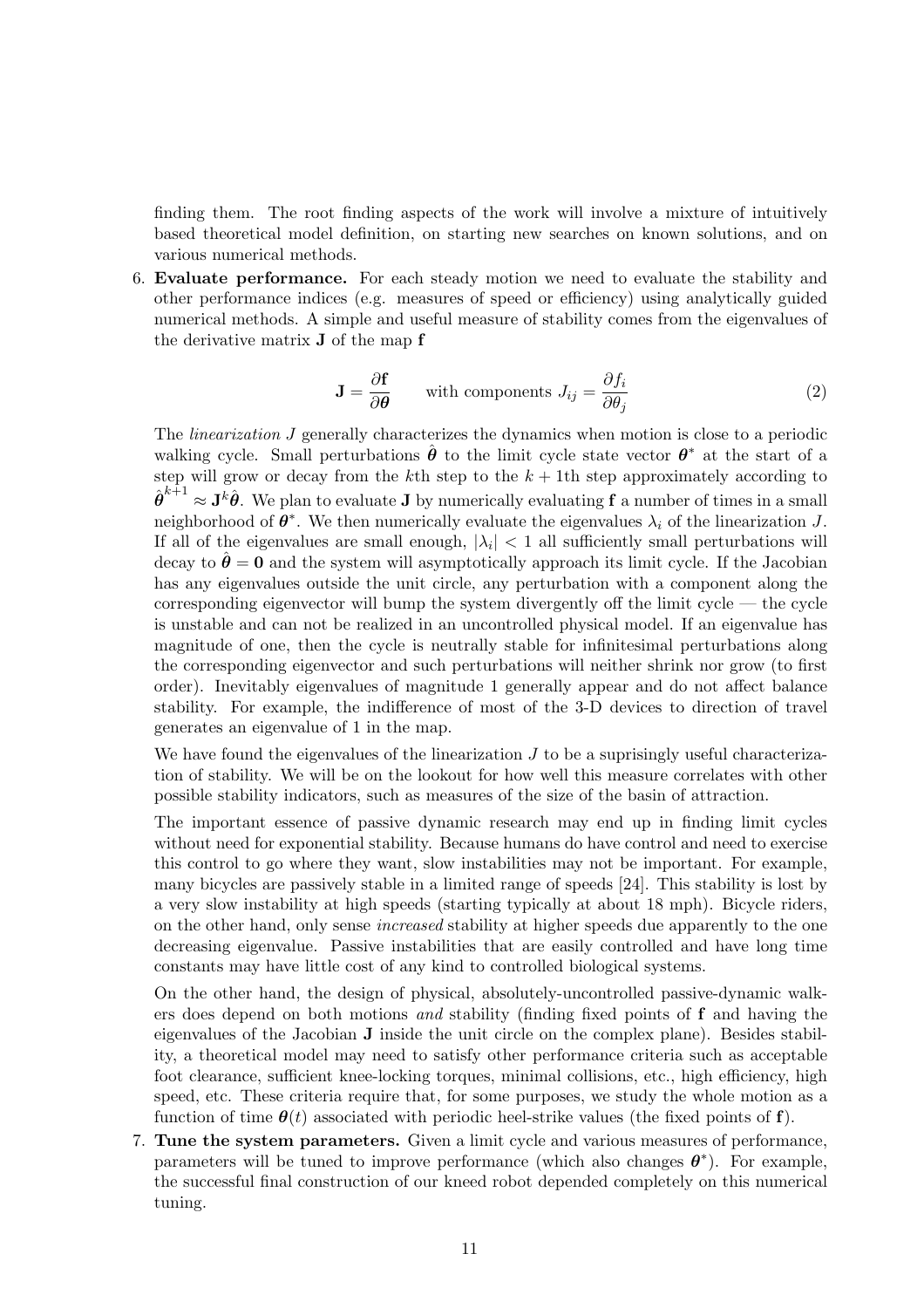finding them. The root finding aspects of the work will involve a mixture of intuitively based theoretical model definition, on starting new searches on known solutions, and on various numerical methods.

6. **Evaluate performance.** For each steady motion we need to evaluate the stability and other performance indices (e.g. measures of speed or efficiency) using analytically guided numerical methods. A simple and useful measure of stability comes from the eigenvalues of the derivative matrix $\mathbf{J}$ of the map $\mathbf{f}$

$$\mathbf{J} = \frac{\partial \mathbf{f}}{\partial \boldsymbol{\theta}} \qquad \text{with components } J_{ij} = \frac{\partial f_i}{\partial \theta_j} \tag{2}$$

   The *linearization* $J$ generally characterizes the dynamics when motion is close to a periodic walking cycle. Small perturbations $\hat{\boldsymbol{\theta}}$ to the limit cycle state vector $\boldsymbol{\theta}^*$ at the start of a step will grow or decay from the $k$th step to the $k+1$th step approximately according to $\hat{\boldsymbol{\theta}}^{k+1} \approx \mathbf{J}^k \hat{\boldsymbol{\theta}}$. We plan to evaluate $\mathbf{J}$ by numerically evaluating $\mathbf{f}$ a number of times in a small neighborhood of $\boldsymbol{\theta}^*$. We then numerically evaluate the eigenvalues $\lambda_i$ of the linearization $J$. If all of the eigenvalues are small enough, $|\lambda_i| < 1$ all sufficiently small perturbations will decay to $\hat{\boldsymbol{\theta}} = \mathbf{0}$ and the system will asymptotically approach its limit cycle. If the Jacobian has any eigenvalues outside the unit circle, any perturbation with a component along the corresponding eigenvector will bump the system divergently off the limit cycle — the cycle is unstable and can not be realized in an uncontrolled physical model. If an eigenvalue has magnitude of one, then the cycle is neutrally stable for infinitesimal perturbations along the corresponding eigenvector and such perturbations will neither shrink nor grow (to first order). Inevitably eigenvalues of magnitude 1 generally appear and do not affect balance stability. For example, the indifference of most of the 3-D devices to direction of travel generates an eigenvalue of 1 in the map.

   We have found the eigenvalues of the linearization $J$ to be a suprisingly useful characterization of stability. We will be on the lookout for how well this measure correlates with other possible stability indicators, such as measures of the size of the basin of attraction.

   The important essence of passive dynamic research may end up in finding limit cycles without need for exponential stability. Because humans do have control and need to exercise this control to go where they want, slow instabilities may not be important. For example, many bicycles are passively stable in a limited range of speeds [24]. This stability is lost by a very slow instability at high speeds (starting typically at about 18 mph). Bicycle riders, on the other hand, only sense *increased* stability at higher speeds due apparently to the one decreasing eigenvalue. Passive instabilities that are easily controlled and have long time constants may have little cost of any kind to controlled biological systems.

   On the other hand, the design of physical, absolutely-uncontrolled passive-dynamic walkers does depend on both motions *and* stability (finding fixed points of $\mathbf{f}$ and having the eigenvalues of the Jacobian $\mathbf{J}$ inside the unit circle on the complex plane). Besides stability, a theoretical model may need to satisfy other performance criteria such as acceptable foot clearance, sufficient knee-locking torques, minimal collisions, etc., high efficiency, high speed, etc. These criteria require that, for some purposes, we study the whole motion as a function of time $\boldsymbol{\theta}(t)$ associated with periodic heel-strike values (the fixed points of $\mathbf{f}$).

7. **Tune the system parameters.** Given a limit cycle and various measures of performance, parameters will be tuned to improve performance (which also changes $\boldsymbol{\theta}^*$). For example, the successful final construction of our kneed robot depended completely on this numerical tuning.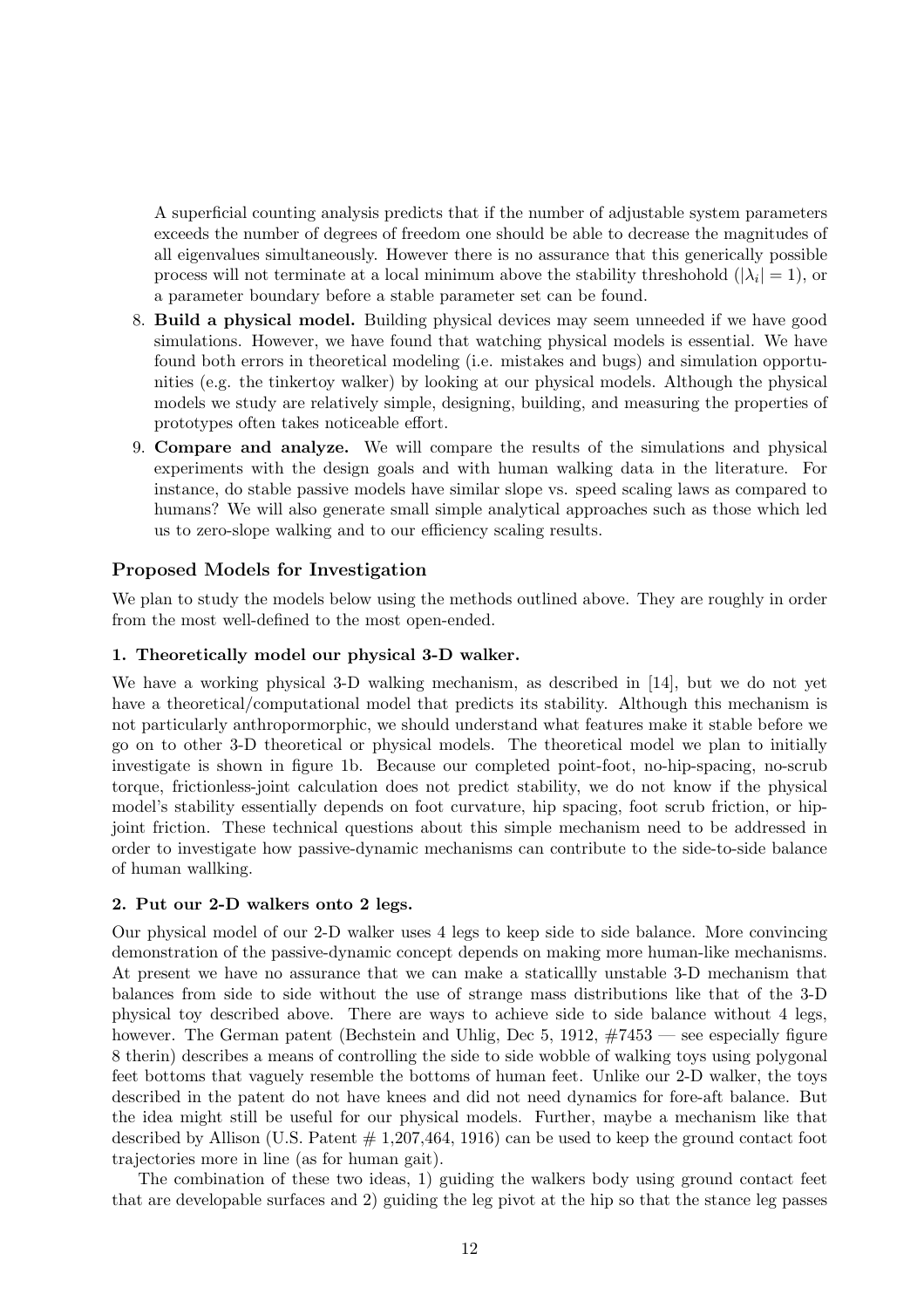A superficial counting analysis predicts that if the number of adjustable system parameters exceeds the number of degrees of freedom one should be able to decrease the magnitudes of all eigenvalues simultaneously. However there is no assurance that this generically possible process will not terminate at a local minimum above the stability threshohold ($|\lambda_i| = 1$), or a parameter boundary before a stable parameter set can be found.

8. **Build a physical model.** Building physical devices may seem unneeded if we have good simulations. However, we have found that watching physical models is essential. We have found both errors in theoretical modeling (i.e. mistakes and bugs) and simulation opportunities (e.g. the tinkertoy walker) by looking at our physical models. Although the physical models we study are relatively simple, designing, building, and measuring the properties of prototypes often takes noticeable effort.

9. **Compare and analyze.** We will compare the results of the simulations and physical experiments with the design goals and with human walking data in the literature. For instance, do stable passive models have similar slope vs. speed scaling laws as compared to humans? We will also generate small simple analytical approaches such as those which led us to zero-slope walking and to our efficiency scaling results.

### Proposed Models for Investigation

We plan to study the models below using the methods outlined above. They are roughly in order from the most well-defined to the most open-ended.

#### 1. Theoretically model our physical 3-D walker.

We have a working physical 3-D walking mechanism, as described in [14], but we do not yet have a theoretical/computational model that predicts its stability. Although this mechanism is not particularly anthropormorphic, we should understand what features make it stable before we go on to other 3-D theoretical or physical models. The theoretical model we plan to initially investigate is shown in figure 1b. Because our completed point-foot, no-hip-spacing, no-scrub torque, frictionless-joint calculation does not predict stability, we do not know if the physical model's stability essentially depends on foot curvature, hip spacing, foot scrub friction, or hip-joint friction. These technical questions about this simple mechanism need to be addressed in order to investigate how passive-dynamic mechanisms can contribute to the side-to-side balance of human wallking.

#### 2. Put our 2-D walkers onto 2 legs.

Our physical model of our 2-D walker uses 4 legs to keep side to side balance. More convincing demonstration of the passive-dynamic concept depends on making more human-like mechanisms. At present we have no assurance that we can make a staticallly unstable 3-D mechanism that balances from side to side without the use of strange mass distributions like that of the 3-D physical toy described above. There are ways to achieve side to side balance without 4 legs, however. The German patent (Bechstein and Uhlig, Dec 5, 1912, #7453 — see especially figure 8 therin) describes a means of controlling the side to side wobble of walking toys using polygonal feet bottoms that vaguely resemble the bottoms of human feet. Unlike our 2-D walker, the toys described in the patent do not have knees and did not need dynamics for fore-aft balance. But the idea might still be useful for our physical models. Further, maybe a mechanism like that described by Allison (U.S. Patent # 1,207,464, 1916) can be used to keep the ground contact foot trajectories more in line (as for human gait).

The combination of these two ideas, 1) guiding the walkers body using ground contact feet that are developable surfaces and 2) guiding the leg pivot at the hip so that the stance leg passes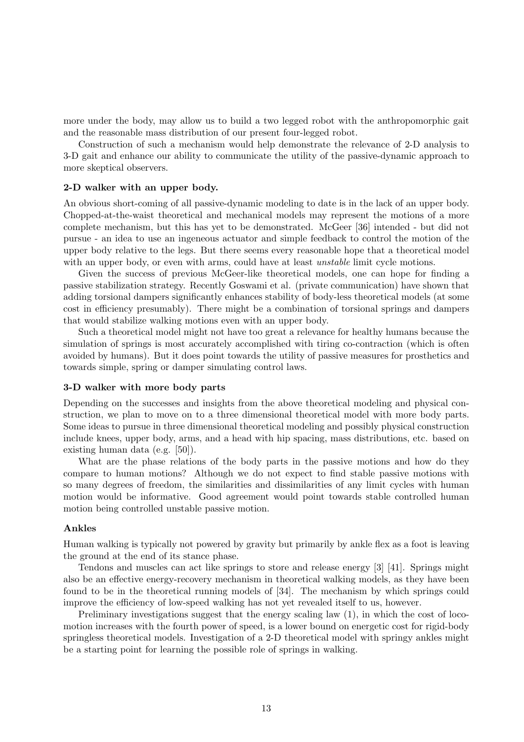more under the body, may allow us to build a two legged robot with the anthropomorphic gait and the reasonable mass distribution of our present four-legged robot.

Construction of such a mechanism would help demonstrate the relevance of 2-D analysis to 3-D gait and enhance our ability to communicate the utility of the passive-dynamic approach to more skeptical observers.

### 2-D walker with an upper body.

An obvious short-coming of all passive-dynamic modeling to date is in the lack of an upper body. Chopped-at-the-waist theoretical and mechanical models may represent the motions of a more complete mechanism, but this has yet to be demonstrated. McGeer [36] intended - but did not pursue - an idea to use an ingeneous actuator and simple feedback to control the motion of the upper body relative to the legs. But there seems every reasonable hope that a theoretical model with an upper body, or even with arms, could have at least *unstable* limit cycle motions.

Given the success of previous McGeer-like theoretical models, one can hope for finding a passive stabilization strategy. Recently Goswami et al. (private communication) have shown that adding torsional dampers significantly enhances stability of body-less theoretical models (at some cost in efficiency presumably). There might be a combination of torsional springs and dampers that would stabilize walking motions even with an upper body.

Such a theoretical model might not have too great a relevance for healthy humans because the simulation of springs is most accurately accomplished with tiring co-contraction (which is often avoided by humans). But it does point towards the utility of passive measures for prosthetics and towards simple, spring or damper simulating control laws.

### 3-D walker with more body parts

Depending on the successes and insights from the above theoretical modeling and physical construction, we plan to move on to a three dimensional theoretical model with more body parts. Some ideas to pursue in three dimensional theoretical modeling and possibly physical construction include knees, upper body, arms, and a head with hip spacing, mass distributions, etc. based on existing human data (e.g. [50]).

What are the phase relations of the body parts in the passive motions and how do they compare to human motions? Although we do not expect to find stable passive motions with so many degrees of freedom, the similarities and dissimilarities of any limit cycles with human motion would be informative. Good agreement would point towards stable controlled human motion being controlled unstable passive motion.

### Ankles

Human walking is typically not powered by gravity but primarily by ankle flex as a foot is leaving the ground at the end of its stance phase.

Tendons and muscles can act like springs to store and release energy [3] [41]. Springs might also be an effective energy-recovery mechanism in theoretical walking models, as they have been found to be in the theoretical running models of [34]. The mechanism by which springs could improve the efficiency of low-speed walking has not yet revealed itself to us, however.

Preliminary investigations suggest that the energy scaling law (1), in which the cost of locomotion increases with the fourth power of speed, is a lower bound on energetic cost for rigid-body springless theoretical models. Investigation of a 2-D theoretical model with springy ankles might be a starting point for learning the possible role of springs in walking.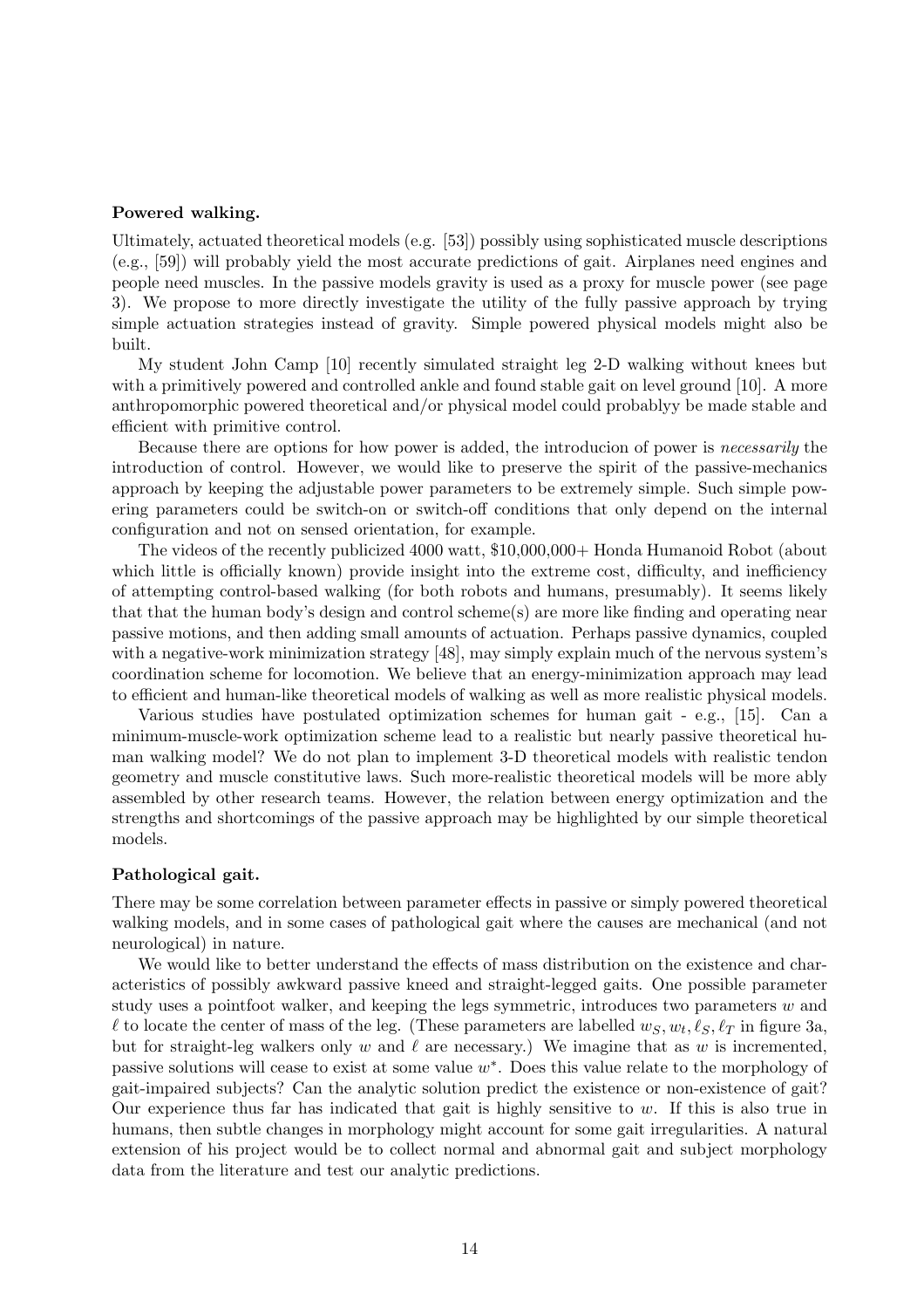**Powered walking.**

Ultimately, actuated theoretical models (e.g. [53]) possibly using sophisticated muscle descriptions (e.g., [59]) will probably yield the most accurate predictions of gait. Airplanes need engines and people need muscles. In the passive models gravity is used as a proxy for muscle power (see page 3). We propose to more directly investigate the utility of the fully passive approach by trying simple actuation strategies instead of gravity. Simple powered physical models might also be built.

My student John Camp [10] recently simulated straight leg 2-D walking without knees but with a primitively powered and controlled ankle and found stable gait on level ground [10]. A more anthropomorphic powered theoretical and/or physical model could probablyy be made stable and efficient with primitive control.

Because there are options for how power is added, the introducion of power is *necessarily* the introduction of control. However, we would like to preserve the spirit of the passive-mechanics approach by keeping the adjustable power parameters to be extremely simple. Such simple powering parameters could be switch-on or switch-off conditions that only depend on the internal configuration and not on sensed orientation, for example.

The videos of the recently publicized 4000 watt, $10,000,000+ Honda Humanoid Robot (about which little is officially known) provide insight into the extreme cost, difficulty, and inefficiency of attempting control-based walking (for both robots and humans, presumably). It seems likely that that the human body's design and control scheme(s) are more like finding and operating near passive motions, and then adding small amounts of actuation. Perhaps passive dynamics, coupled with a negative-work minimization strategy [48], may simply explain much of the nervous system's coordination scheme for locomotion. We believe that an energy-minimization approach may lead to efficient and human-like theoretical models of walking as well as more realistic physical models.

Various studies have postulated optimization schemes for human gait - e.g., [15]. Can a minimum-muscle-work optimization scheme lead to a realistic but nearly passive theoretical human walking model? We do not plan to implement 3-D theoretical models with realistic tendon geometry and muscle constitutive laws. Such more-realistic theoretical models will be more ably assembled by other research teams. However, the relation between energy optimization and the strengths and shortcomings of the passive approach may be highlighted by our simple theoretical models.

**Pathological gait.**

There may be some correlation between parameter effects in passive or simply powered theoretical walking models, and in some cases of pathological gait where the causes are mechanical (and not neurological) in nature.

We would like to better understand the effects of mass distribution on the existence and characteristics of possibly awkward passive kneed and straight-legged gaits. One possible parameter study uses a pointfoot walker, and keeping the legs symmetric, introduces two parameters $w$ and $\ell$ to locate the center of mass of the leg. (These parameters are labelled $w_S, w_t, \ell_S, \ell_T$ in figure 3a, but for straight-leg walkers only $w$ and $\ell$ are necessary.) We imagine that as $w$ is incremented, passive solutions will cease to exist at some value $w^*$. Does this value relate to the morphology of gait-impaired subjects? Can the analytic solution predict the existence or non-existence of gait? Our experience thus far has indicated that gait is highly sensitive to $w$. If this is also true in humans, then subtle changes in morphology might account for some gait irregularities. A natural extension of his project would be to collect normal and abnormal gait and subject morphology data from the literature and test our analytic predictions.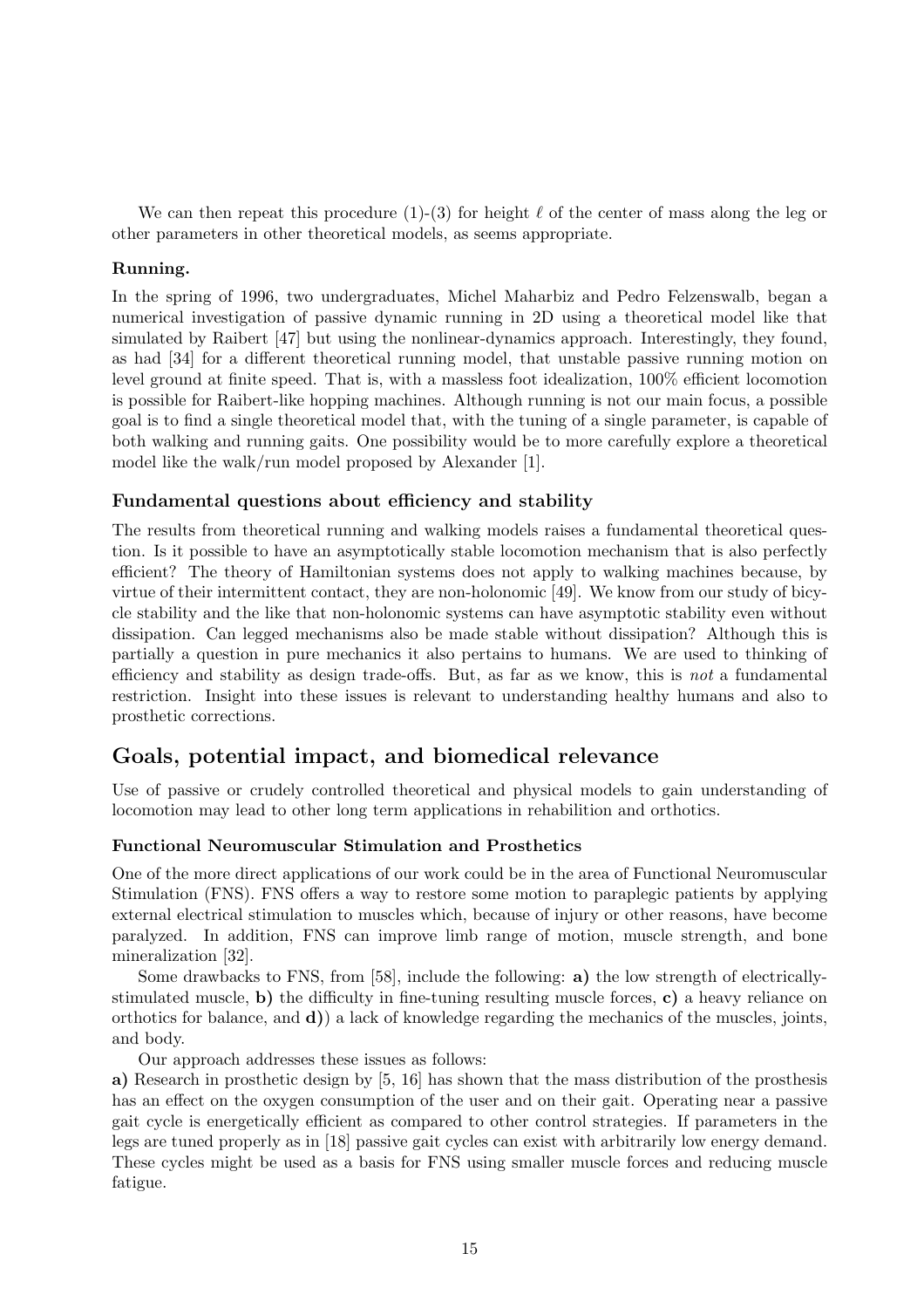We can then repeat this procedure (1)-(3) for height $\ell$ of the center of mass along the leg or other parameters in other theoretical models, as seems appropriate.

**Running.**

In the spring of 1996, two undergraduates, Michel Maharbiz and Pedro Felzenswalb, began a numerical investigation of passive dynamic running in 2D using a theoretical model like that simulated by Raibert [47] but using the nonlinear-dynamics approach. Interestingly, they found, as had [34] for a different theoretical running model, that unstable passive running motion on level ground at finite speed. That is, with a massless foot idealization, 100% efficient locomotion is possible for Raibert-like hopping machines. Although running is not our main focus, a possible goal is to find a single theoretical model that, with the tuning of a single parameter, is capable of both walking and running gaits. One possibility would be to more carefully explore a theoretical model like the walk/run model proposed by Alexander [1].

### Fundamental questions about efficiency and stability

The results from theoretical running and walking models raises a fundamental theoretical question. Is it possible to have an asymptotically stable locomotion mechanism that is also perfectly efficient? The theory of Hamiltonian systems does not apply to walking machines because, by virtue of their intermittent contact, they are non-holonomic [49]. We know from our study of bicycle stability and the like that non-holonomic systems can have asymptotic stability even without dissipation. Can legged mechanisms also be made stable without dissipation? Although this is partially a question in pure mechanics it also pertains to humans. We are used to thinking of efficiency and stability as design trade-offs. But, as far as we know, this is *not* a fundamental restriction. Insight into these issues is relevant to understanding healthy humans and also to prosthetic corrections.

## Goals, potential impact, and biomedical relevance

Use of passive or crudely controlled theoretical and physical models to gain understanding of locomotion may lead to other long term applications in rehabilition and orthotics.

### Functional Neuromuscular Stimulation and Prosthetics

One of the more direct applications of our work could be in the area of Functional Neuromuscular Stimulation (FNS). FNS offers a way to restore some motion to paraplegic patients by applying external electrical stimulation to muscles which, because of injury or other reasons, have become paralyzed. In addition, FNS can improve limb range of motion, muscle strength, and bone mineralization [32].

Some drawbacks to FNS, from [58], include the following: **a)** the low strength of electrically-stimulated muscle, **b)** the difficulty in fine-tuning resulting muscle forces, **c)** a heavy reliance on orthotics for balance, and **d)**) a lack of knowledge regarding the mechanics of the muscles, joints, and body.

Our approach addresses these issues as follows:

**a)** Research in prosthetic design by [5, 16] has shown that the mass distribution of the prosthesis has an effect on the oxygen consumption of the user and on their gait. Operating near a passive gait cycle is energetically efficient as compared to other control strategies. If parameters in the legs are tuned properly as in [18] passive gait cycles can exist with arbitrarily low energy demand. These cycles might be used as a basis for FNS using smaller muscle forces and reducing muscle fatigue.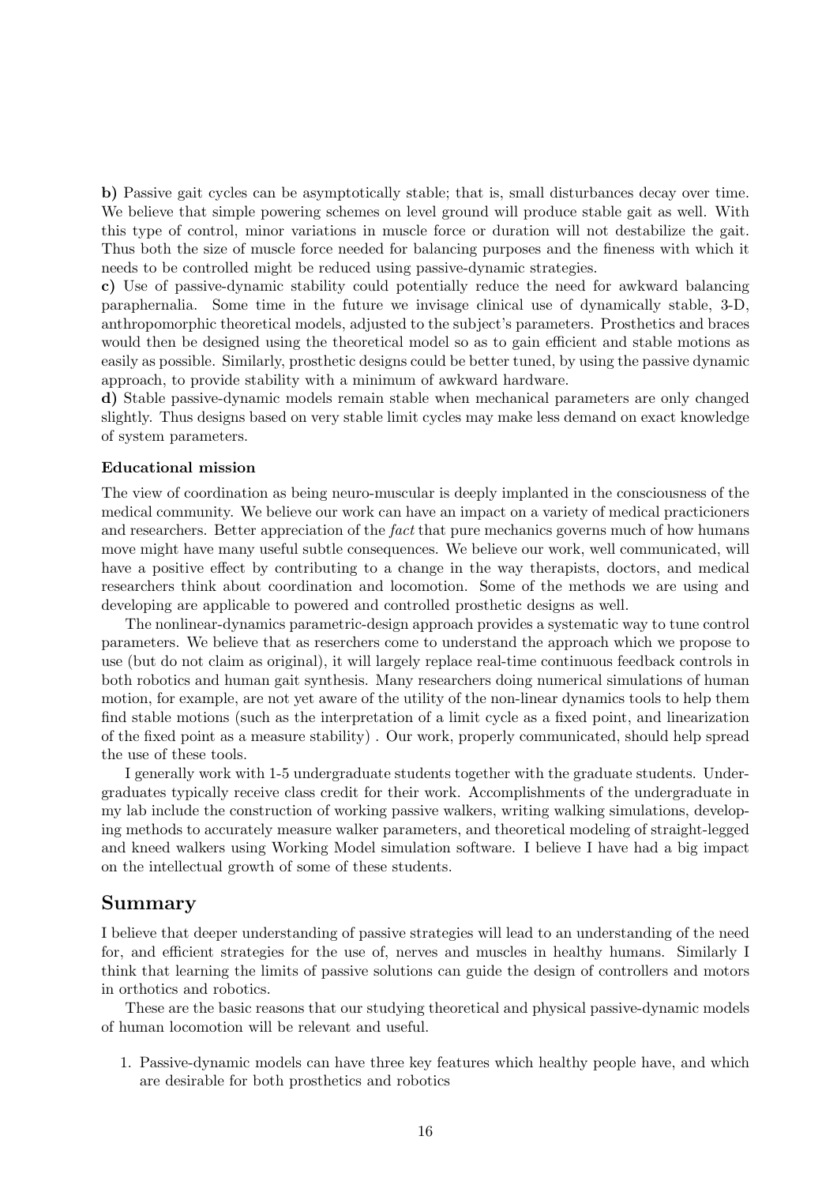**b)** Passive gait cycles can be asymptotically stable; that is, small disturbances decay over time. We believe that simple powering schemes on level ground will produce stable gait as well. With this type of control, minor variations in muscle force or duration will not destabilize the gait. Thus both the size of muscle force needed for balancing purposes and the fineness with which it needs to be controlled might be reduced using passive-dynamic strategies.

**c)** Use of passive-dynamic stability could potentially reduce the need for awkward balancing paraphernalia. Some time in the future we invisage clinical use of dynamically stable, 3-D, anthropomorphic theoretical models, adjusted to the subject's parameters. Prosthetics and braces would then be designed using the theoretical model so as to gain efficient and stable motions as easily as possible. Similarly, prosthetic designs could be better tuned, by using the passive dynamic approach, to provide stability with a minimum of awkward hardware.

**d)** Stable passive-dynamic models remain stable when mechanical parameters are only changed slightly. Thus designs based on very stable limit cycles may make less demand on exact knowledge of system parameters.

### Educational mission

The view of coordination as being neuro-muscular is deeply implanted in the consciousness of the medical community. We believe our work can have an impact on a variety of medical practicioners and researchers. Better appreciation of the *fact* that pure mechanics governs much of how humans move might have many useful subtle consequences. We believe our work, well communicated, will have a positive effect by contributing to a change in the way therapists, doctors, and medical researchers think about coordination and locomotion. Some of the methods we are using and developing are applicable to powered and controlled prosthetic designs as well.

The nonlinear-dynamics parametric-design approach provides a systematic way to tune control parameters. We believe that as reserchers come to understand the approach which we propose to use (but do not claim as original), it will largely replace real-time continuous feedback controls in both robotics and human gait synthesis. Many researchers doing numerical simulations of human motion, for example, are not yet aware of the utility of the non-linear dynamics tools to help them find stable motions (such as the interpretation of a limit cycle as a fixed point, and linearization of the fixed point as a measure stability) . Our work, properly communicated, should help spread the use of these tools.

I generally work with 1-5 undergraduate students together with the graduate students. Undergraduates typically receive class credit for their work. Accomplishments of the undergraduate in my lab include the construction of working passive walkers, writing walking simulations, developing methods to accurately measure walker parameters, and theoretical modeling of straight-legged and kneed walkers using Working Model simulation software. I believe I have had a big impact on the intellectual growth of some of these students.

## Summary

I believe that deeper understanding of passive strategies will lead to an understanding of the need for, and efficient strategies for the use of, nerves and muscles in healthy humans. Similarly I think that learning the limits of passive solutions can guide the design of controllers and motors in orthotics and robotics.

These are the basic reasons that our studying theoretical and physical passive-dynamic models of human locomotion will be relevant and useful.

1. Passive-dynamic models can have three key features which healthy people have, and which are desirable for both prosthetics and robotics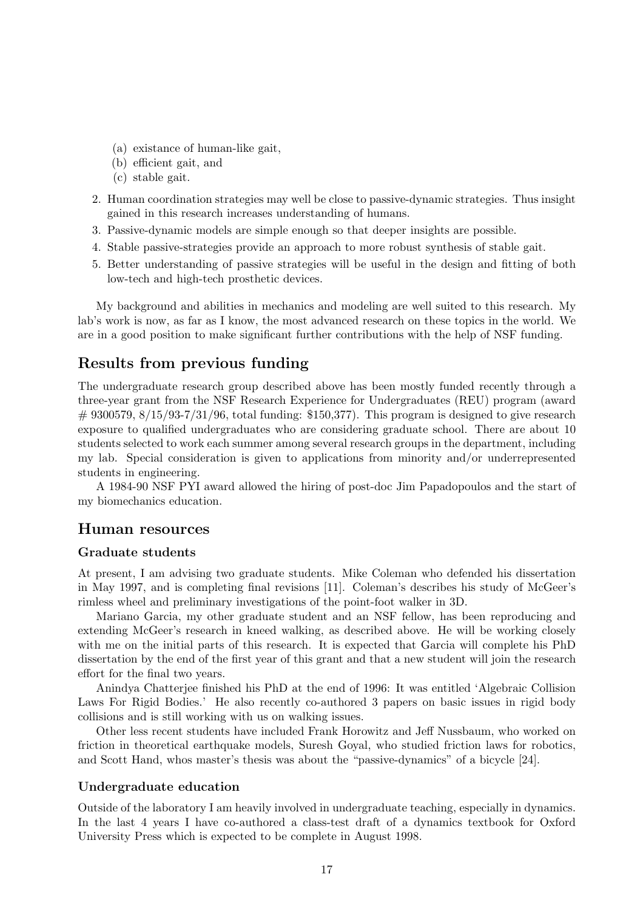(a) existance of human-like gait,
(b) efficient gait, and
(c) stable gait.

2. Human coordination strategies may well be close to passive-dynamic strategies. Thus insight gained in this research increases understanding of humans.
3. Passive-dynamic models are simple enough so that deeper insights are possible.
4. Stable passive-strategies provide an approach to more robust synthesis of stable gait.
5. Better understanding of passive strategies will be useful in the design and fitting of both low-tech and high-tech prosthetic devices.

My background and abilities in mechanics and modeling are well suited to this research. My lab's work is now, as far as I know, the most advanced research on these topics in the world. We are in a good position to make significant further contributions with the help of NSF funding.

## Results from previous funding

The undergraduate research group described above has been mostly funded recently through a three-year grant from the NSF Research Experience for Undergraduates (REU) program (award # 9300579, 8/15/93-7/31/96, total funding: $150,377). This program is designed to give research exposure to qualified undergraduates who are considering graduate school. There are about 10 students selected to work each summer among several research groups in the department, including my lab. Special consideration is given to applications from minority and/or underrepresented students in engineering.

A 1984-90 NSF PYI award allowed the hiring of post-doc Jim Papadopoulos and the start of my biomechanics education.

## Human resources

### Graduate students

At present, I am advising two graduate students. Mike Coleman who defended his dissertation in May 1997, and is completing final revisions [11]. Coleman's describes his study of McGeer's rimless wheel and preliminary investigations of the point-foot walker in 3D.

Mariano Garcia, my other graduate student and an NSF fellow, has been reproducing and extending McGeer's research in kneed walking, as described above. He will be working closely with me on the initial parts of this research. It is expected that Garcia will complete his PhD dissertation by the end of the first year of this grant and that a new student will join the research effort for the final two years.

Anindya Chatterjee finished his PhD at the end of 1996: It was entitled 'Algebraic Collision Laws For Rigid Bodies.' He also recently co-authored 3 papers on basic issues in rigid body collisions and is still working with us on walking issues.

Other less recent students have included Frank Horowitz and Jeff Nussbaum, who worked on friction in theoretical earthquake models, Suresh Goyal, who studied friction laws for robotics, and Scott Hand, whos master's thesis was about the "passive-dynamics" of a bicycle [24].

### Undergraduate education

Outside of the laboratory I am heavily involved in undergraduate teaching, especially in dynamics. In the last 4 years I have co-authored a class-test draft of a dynamics textbook for Oxford University Press which is expected to be complete in August 1998.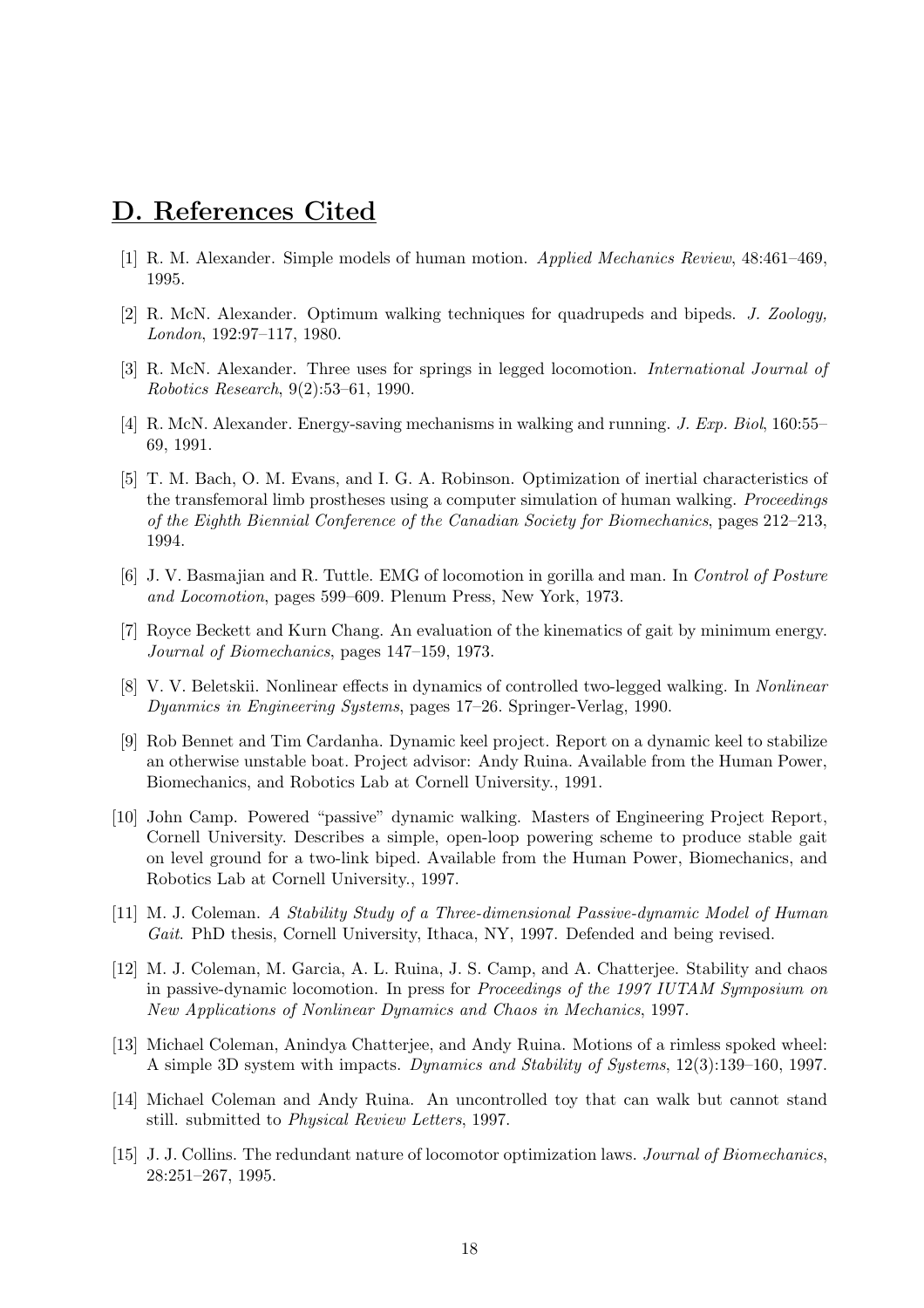## D. References Cited

[1] R. M. Alexander. Simple models of human motion. *Applied Mechanics Review*, 48:461–469, 1995.

[2] R. McN. Alexander. Optimum walking techniques for quadrupeds and bipeds. *J. Zoology, London*, 192:97–117, 1980.

[3] R. McN. Alexander. Three uses for springs in legged locomotion. *International Journal of Robotics Research*, 9(2):53–61, 1990.

[4] R. McN. Alexander. Energy-saving mechanisms in walking and running. *J. Exp. Biol*, 160:55–69, 1991.

[5] T. M. Bach, O. M. Evans, and I. G. A. Robinson. Optimization of inertial characteristics of the transfemoral limb prostheses using a computer simulation of human walking. *Proceedings of the Eighth Biennial Conference of the Canadian Society for Biomechanics*, pages 212–213, 1994.

[6] J. V. Basmajian and R. Tuttle. EMG of locomotion in gorilla and man. In *Control of Posture and Locomotion*, pages 599–609. Plenum Press, New York, 1973.

[7] Royce Beckett and Kurn Chang. An evaluation of the kinematics of gait by minimum energy. *Journal of Biomechanics*, pages 147–159, 1973.

[8] V. V. Beletskii. Nonlinear effects in dynamics of controlled two-legged walking. In *Nonlinear Dyanmics in Engineering Systems*, pages 17–26. Springer-Verlag, 1990.

[9] Rob Bennet and Tim Cardanha. Dynamic keel project. Report on a dynamic keel to stabilize an otherwise unstable boat. Project advisor: Andy Ruina. Available from the Human Power, Biomechanics, and Robotics Lab at Cornell University., 1991.

[10] John Camp. Powered "passive" dynamic walking. Masters of Engineering Project Report, Cornell University. Describes a simple, open-loop powering scheme to produce stable gait on level ground for a two-link biped. Available from the Human Power, Biomechanics, and Robotics Lab at Cornell University., 1997.

[11] M. J. Coleman. *A Stability Study of a Three-dimensional Passive-dynamic Model of Human Gait*. PhD thesis, Cornell University, Ithaca, NY, 1997. Defended and being revised.

[12] M. J. Coleman, M. Garcia, A. L. Ruina, J. S. Camp, and A. Chatterjee. Stability and chaos in passive-dynamic locomotion. In press for *Proceedings of the 1997 IUTAM Symposium on New Applications of Nonlinear Dynamics and Chaos in Mechanics*, 1997.

[13] Michael Coleman, Anindya Chatterjee, and Andy Ruina. Motions of a rimless spoked wheel: A simple 3D system with impacts. *Dynamics and Stability of Systems*, 12(3):139–160, 1997.

[14] Michael Coleman and Andy Ruina. An uncontrolled toy that can walk but cannot stand still. submitted to *Physical Review Letters*, 1997.

[15] J. J. Collins. The redundant nature of locomotor optimization laws. *Journal of Biomechanics*, 28:251–267, 1995.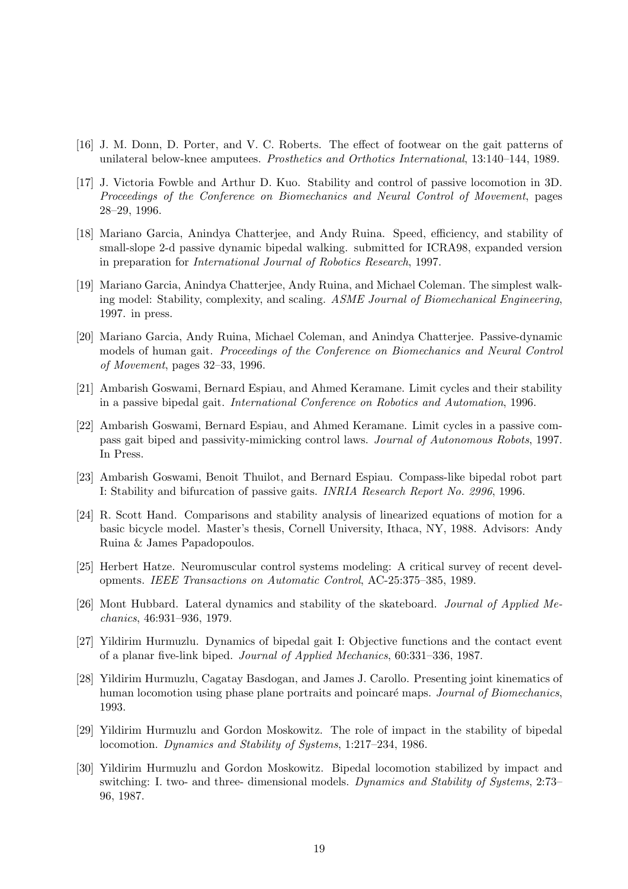[16] J. M. Donn, D. Porter, and V. C. Roberts. The effect of footwear on the gait patterns of unilateral below-knee amputees. *Prosthetics and Orthotics International*, 13:140–144, 1989.

[17] J. Victoria Fowble and Arthur D. Kuo. Stability and control of passive locomotion in 3D. *Proceedings of the Conference on Biomechanics and Neural Control of Movement*, pages 28–29, 1996.

[18] Mariano Garcia, Anindya Chatterjee, and Andy Ruina. Speed, efficiency, and stability of small-slope 2-d passive dynamic bipedal walking. submitted for ICRA98, expanded version in preparation for *International Journal of Robotics Research*, 1997.

[19] Mariano Garcia, Anindya Chatterjee, Andy Ruina, and Michael Coleman. The simplest walking model: Stability, complexity, and scaling. *ASME Journal of Biomechanical Engineering*, 1997. in press.

[20] Mariano Garcia, Andy Ruina, Michael Coleman, and Anindya Chatterjee. Passive-dynamic models of human gait. *Proceedings of the Conference on Biomechanics and Neural Control of Movement*, pages 32–33, 1996.

[21] Ambarish Goswami, Bernard Espiau, and Ahmed Keramane. Limit cycles and their stability in a passive bipedal gait. *International Conference on Robotics and Automation*, 1996.

[22] Ambarish Goswami, Bernard Espiau, and Ahmed Keramane. Limit cycles in a passive compass gait biped and passivity-mimicking control laws. *Journal of Autonomous Robots*, 1997. In Press.

[23] Ambarish Goswami, Benoit Thuilot, and Bernard Espiau. Compass-like bipedal robot part I: Stability and bifurcation of passive gaits. *INRIA Research Report No. 2996*, 1996.

[24] R. Scott Hand. Comparisons and stability analysis of linearized equations of motion for a basic bicycle model. Master's thesis, Cornell University, Ithaca, NY, 1988. Advisors: Andy Ruina & James Papadopoulos.

[25] Herbert Hatze. Neuromuscular control systems modeling: A critical survey of recent developments. *IEEE Transactions on Automatic Control*, AC-25:375–385, 1989.

[26] Mont Hubbard. Lateral dynamics and stability of the skateboard. *Journal of Applied Mechanics*, 46:931–936, 1979.

[27] Yildirim Hurmuzlu. Dynamics of bipedal gait I: Objective functions and the contact event of a planar five-link biped. *Journal of Applied Mechanics*, 60:331–336, 1987.

[28] Yildirim Hurmuzlu, Cagatay Basdogan, and James J. Carollo. Presenting joint kinematics of human locomotion using phase plane portraits and poincaré maps. *Journal of Biomechanics*, 1993.

[29] Yildirim Hurmuzlu and Gordon Moskowitz. The role of impact in the stability of bipedal locomotion. *Dynamics and Stability of Systems*, 1:217–234, 1986.

[30] Yildirim Hurmuzlu and Gordon Moskowitz. Bipedal locomotion stabilized by impact and switching: I. two- and three- dimensional models. *Dynamics and Stability of Systems*, 2:73–96, 1987.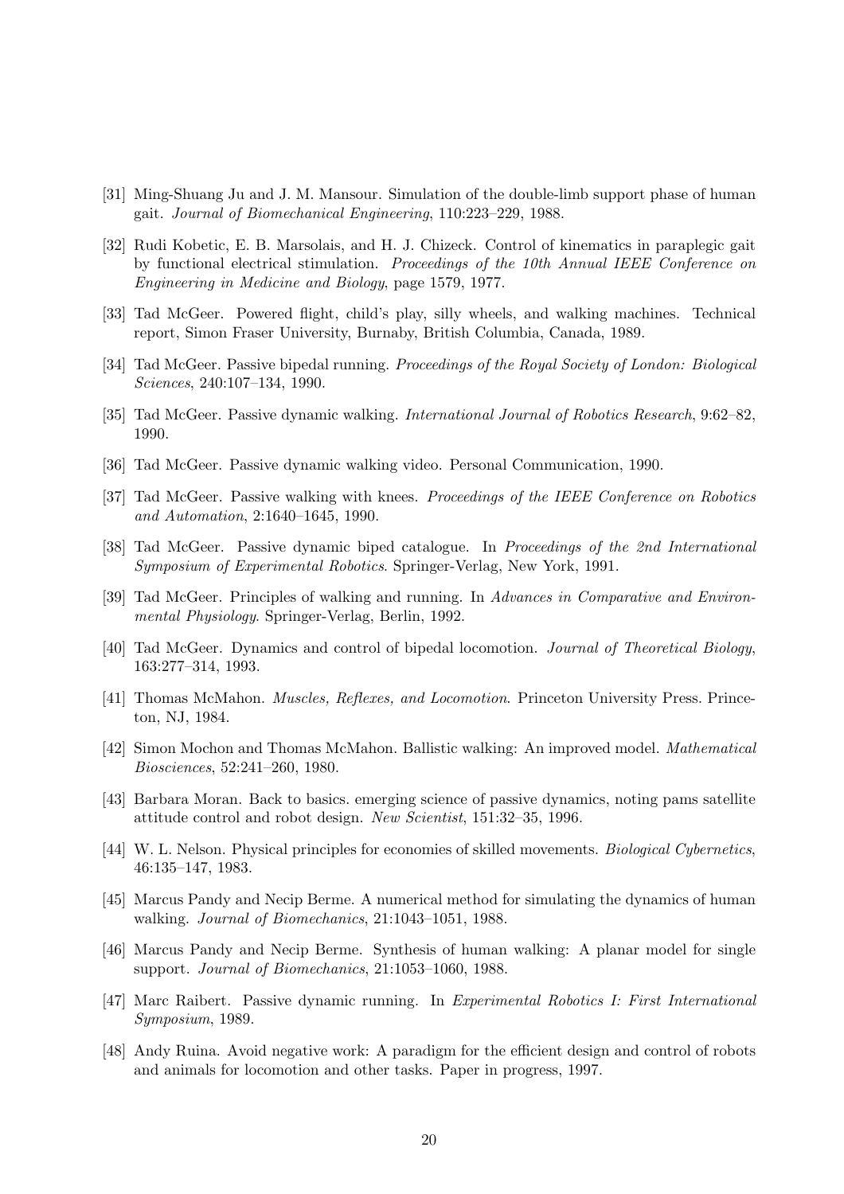[31] Ming-Shuang Ju and J. M. Mansour. Simulation of the double-limb support phase of human gait. *Journal of Biomechanical Engineering*, 110:223–229, 1988.

[32] Rudi Kobetic, E. B. Marsolais, and H. J. Chizeck. Control of kinematics in paraplegic gait by functional electrical stimulation. *Proceedings of the 10th Annual IEEE Conference on Engineering in Medicine and Biology*, page 1579, 1977.

[33] Tad McGeer. Powered flight, child's play, silly wheels, and walking machines. Technical report, Simon Fraser University, Burnaby, British Columbia, Canada, 1989.

[34] Tad McGeer. Passive bipedal running. *Proceedings of the Royal Society of London: Biological Sciences*, 240:107–134, 1990.

[35] Tad McGeer. Passive dynamic walking. *International Journal of Robotics Research*, 9:62–82, 1990.

[36] Tad McGeer. Passive dynamic walking video. Personal Communication, 1990.

[37] Tad McGeer. Passive walking with knees. *Proceedings of the IEEE Conference on Robotics and Automation*, 2:1640–1645, 1990.

[38] Tad McGeer. Passive dynamic biped catalogue. In *Proceedings of the 2nd International Symposium of Experimental Robotics*. Springer-Verlag, New York, 1991.

[39] Tad McGeer. Principles of walking and running. In *Advances in Comparative and Environmental Physiology*. Springer-Verlag, Berlin, 1992.

[40] Tad McGeer. Dynamics and control of bipedal locomotion. *Journal of Theoretical Biology*, 163:277–314, 1993.

[41] Thomas McMahon. *Muscles, Reflexes, and Locomotion*. Princeton University Press. Princeton, NJ, 1984.

[42] Simon Mochon and Thomas McMahon. Ballistic walking: An improved model. *Mathematical Biosciences*, 52:241–260, 1980.

[43] Barbara Moran. Back to basics. emerging science of passive dynamics, noting pams satellite attitude control and robot design. *New Scientist*, 151:32–35, 1996.

[44] W. L. Nelson. Physical principles for economies of skilled movements. *Biological Cybernetics*, 46:135–147, 1983.

[45] Marcus Pandy and Necip Berme. A numerical method for simulating the dynamics of human walking. *Journal of Biomechanics*, 21:1043–1051, 1988.

[46] Marcus Pandy and Necip Berme. Synthesis of human walking: A planar model for single support. *Journal of Biomechanics*, 21:1053–1060, 1988.

[47] Marc Raibert. Passive dynamic running. In *Experimental Robotics I: First International Symposium*, 1989.

[48] Andy Ruina. Avoid negative work: A paradigm for the efficient design and control of robots and animals for locomotion and other tasks. Paper in progress, 1997.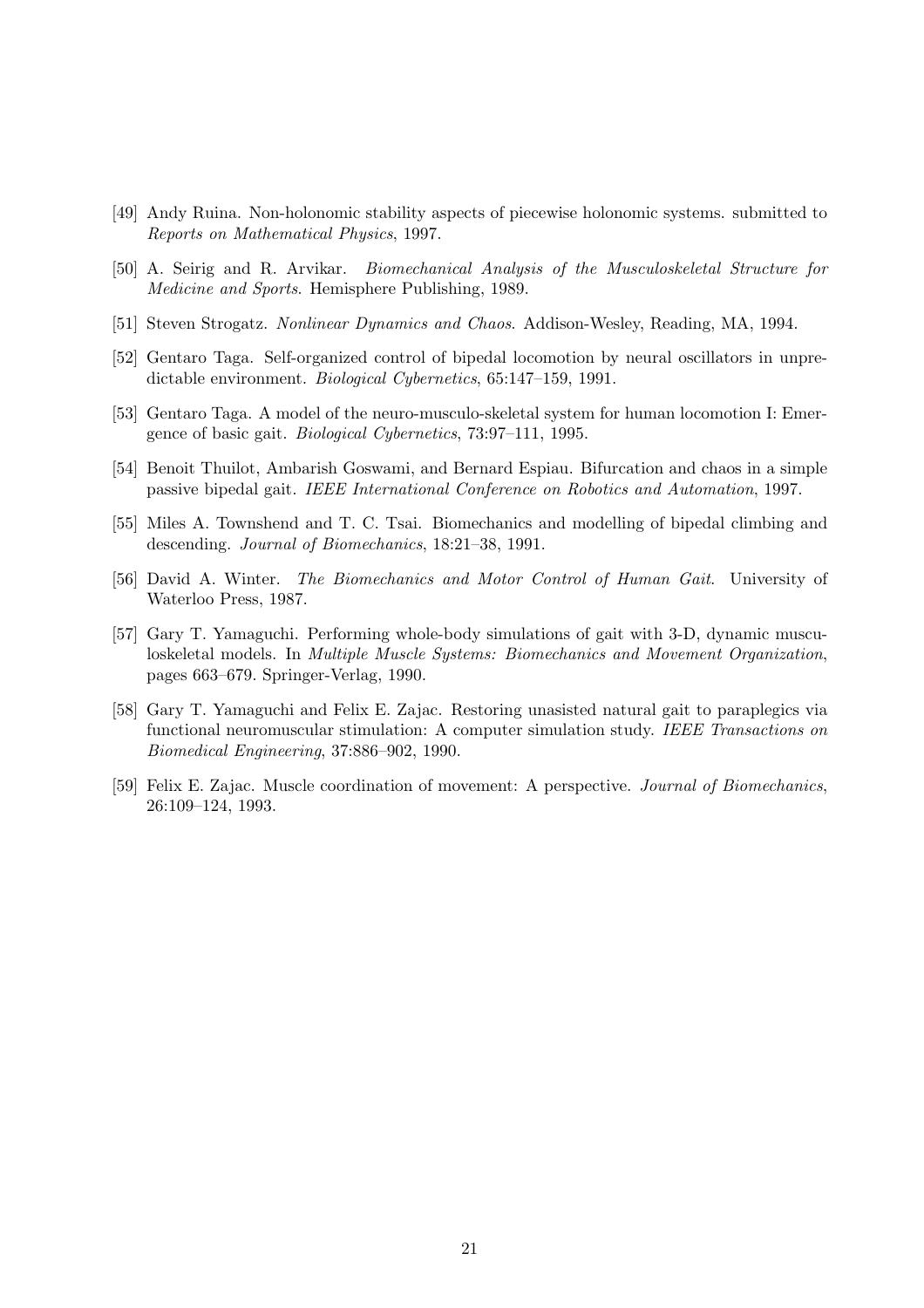[49] Andy Ruina. Non-holonomic stability aspects of piecewise holonomic systems. submitted to *Reports on Mathematical Physics*, 1997.

[50] A. Seirig and R. Arvikar. *Biomechanical Analysis of the Musculoskeletal Structure for Medicine and Sports*. Hemisphere Publishing, 1989.

[51] Steven Strogatz. *Nonlinear Dynamics and Chaos*. Addison-Wesley, Reading, MA, 1994.

[52] Gentaro Taga. Self-organized control of bipedal locomotion by neural oscillators in unpredictable environment. *Biological Cybernetics*, 65:147–159, 1991.

[53] Gentaro Taga. A model of the neuro-musculo-skeletal system for human locomotion I: Emergence of basic gait. *Biological Cybernetics*, 73:97–111, 1995.

[54] Benoit Thuilot, Ambarish Goswami, and Bernard Espiau. Bifurcation and chaos in a simple passive bipedal gait. *IEEE International Conference on Robotics and Automation*, 1997.

[55] Miles A. Townshend and T. C. Tsai. Biomechanics and modelling of bipedal climbing and descending. *Journal of Biomechanics*, 18:21–38, 1991.

[56] David A. Winter. *The Biomechanics and Motor Control of Human Gait*. University of Waterloo Press, 1987.

[57] Gary T. Yamaguchi. Performing whole-body simulations of gait with 3-D, dynamic musculoskeletal models. In *Multiple Muscle Systems: Biomechanics and Movement Organization*, pages 663–679. Springer-Verlag, 1990.

[58] Gary T. Yamaguchi and Felix E. Zajac. Restoring unasisted natural gait to paraplegics via functional neuromuscular stimulation: A computer simulation study. *IEEE Transactions on Biomedical Engineering*, 37:886–902, 1990.

[59] Felix E. Zajac. Muscle coordination of movement: A perspective. *Journal of Biomechanics*, 26:109–124, 1993.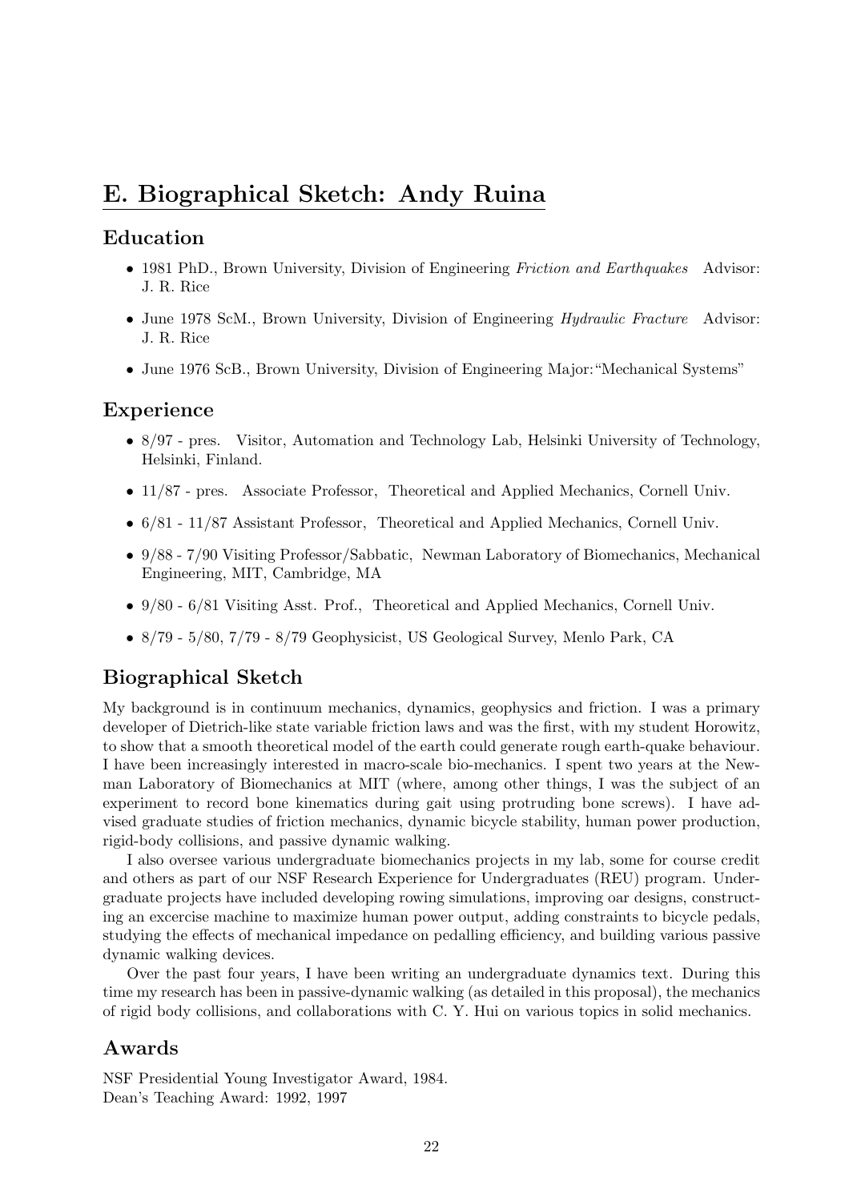# E. Biographical Sketch: Andy Ruina

## Education

- 1981 PhD., Brown University, Division of Engineering *Friction and Earthquakes* Advisor: J. R. Rice
- June 1978 ScM., Brown University, Division of Engineering *Hydraulic Fracture* Advisor: J. R. Rice
- June 1976 ScB., Brown University, Division of Engineering Major:"Mechanical Systems"

## Experience

- 8/97 - pres. Visitor, Automation and Technology Lab, Helsinki University of Technology, Helsinki, Finland.
- 11/87 - pres. Associate Professor, Theoretical and Applied Mechanics, Cornell Univ.
- 6/81 - 11/87 Assistant Professor, Theoretical and Applied Mechanics, Cornell Univ.
- 9/88 - 7/90 Visiting Professor/Sabbatic, Newman Laboratory of Biomechanics, Mechanical Engineering, MIT, Cambridge, MA
- 9/80 - 6/81 Visiting Asst. Prof., Theoretical and Applied Mechanics, Cornell Univ.
- 8/79 - 5/80, 7/79 - 8/79 Geophysicist, US Geological Survey, Menlo Park, CA

## Biographical Sketch

My background is in continuum mechanics, dynamics, geophysics and friction. I was a primary developer of Dietrich-like state variable friction laws and was the first, with my student Horowitz, to show that a smooth theoretical model of the earth could generate rough earth-quake behaviour. I have been increasingly interested in macro-scale bio-mechanics. I spent two years at the Newman Laboratory of Biomechanics at MIT (where, among other things, I was the subject of an experiment to record bone kinematics during gait using protruding bone screws). I have advised graduate studies of friction mechanics, dynamic bicycle stability, human power production, rigid-body collisions, and passive dynamic walking.

I also oversee various undergraduate biomechanics projects in my lab, some for course credit and others as part of our NSF Research Experience for Undergraduates (REU) program. Undergraduate projects have included developing rowing simulations, improving oar designs, constructing an excercise machine to maximize human power output, adding constraints to bicycle pedals, studying the effects of mechanical impedance on pedalling efficiency, and building various passive dynamic walking devices.

Over the past four years, I have been writing an undergraduate dynamics text. During this time my research has been in passive-dynamic walking (as detailed in this proposal), the mechanics of rigid body collisions, and collaborations with C. Y. Hui on various topics in solid mechanics.

## Awards

NSF Presidential Young Investigator Award, 1984.
Dean's Teaching Award: 1992, 1997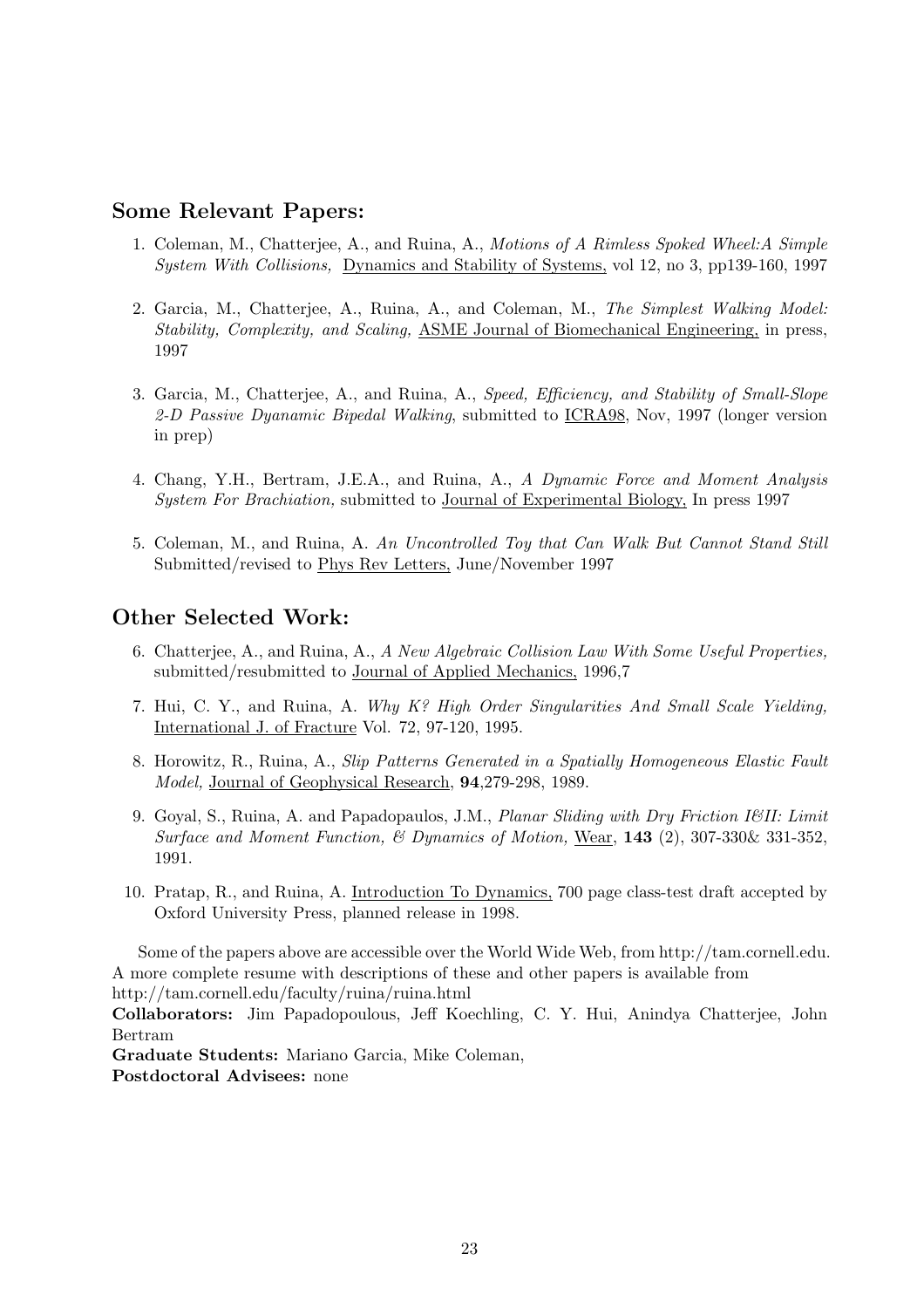## Some Relevant Papers:

1. Coleman, M., Chatterjee, A., and Ruina, A., *Motions of A Rimless Spoked Wheel:A Simple System With Collisions,* Dynamics and Stability of Systems, vol 12, no 3, pp139-160, 1997

2. Garcia, M., Chatterjee, A., Ruina, A., and Coleman, M., *The Simplest Walking Model: Stability, Complexity, and Scaling,* ASME Journal of Biomechanical Engineering, in press, 1997

3. Garcia, M., Chatterjee, A., and Ruina, A., *Speed, Efficiency, and Stability of Small-Slope 2-D Passive Dyanamic Bipedal Walking*, submitted to ICRA98, Nov, 1997 (longer version in prep)

4. Chang, Y.H., Bertram, J.E.A., and Ruina, A., *A Dynamic Force and Moment Analysis System For Brachiation,* submitted to Journal of Experimental Biology, In press 1997

5. Coleman, M., and Ruina, A. *An Uncontrolled Toy that Can Walk But Cannot Stand Still* Submitted/revised to Phys Rev Letters, June/November 1997

## Other Selected Work:

6. Chatterjee, A., and Ruina, A., *A New Algebraic Collision Law With Some Useful Properties,* submitted/resubmitted to Journal of Applied Mechanics, 1996,7

7. Hui, C. Y., and Ruina, A. *Why K? High Order Singularities And Small Scale Yielding,* International J. of Fracture Vol. 72, 97-120, 1995.

8. Horowitz, R., Ruina, A., *Slip Patterns Generated in a Spatially Homogeneous Elastic Fault Model,* Journal of Geophysical Research, **94**,279-298, 1989.

9. Goyal, S., Ruina, A. and Papadopaulos, J.M., *Planar Sliding with Dry Friction I&II: Limit Surface and Moment Function, & Dynamics of Motion,* Wear, **143** (2), 307-330& 331-352, 1991.

10. Pratap, R., and Ruina, A. Introduction To Dynamics, 700 page class-test draft accepted by Oxford University Press, planned release in 1998.

Some of the papers above are accessible over the World Wide Web, from http://tam.cornell.edu. A more complete resume with descriptions of these and other papers is available from http://tam.cornell.edu/faculty/ruina/ruina.html

**Collaborators:** Jim Papadopoulous, Jeff Koechling, C. Y. Hui, Anindya Chatterjee, John Bertram

**Graduate Students:** Mariano Garcia, Mike Coleman,

**Postdoctoral Advisees:** none